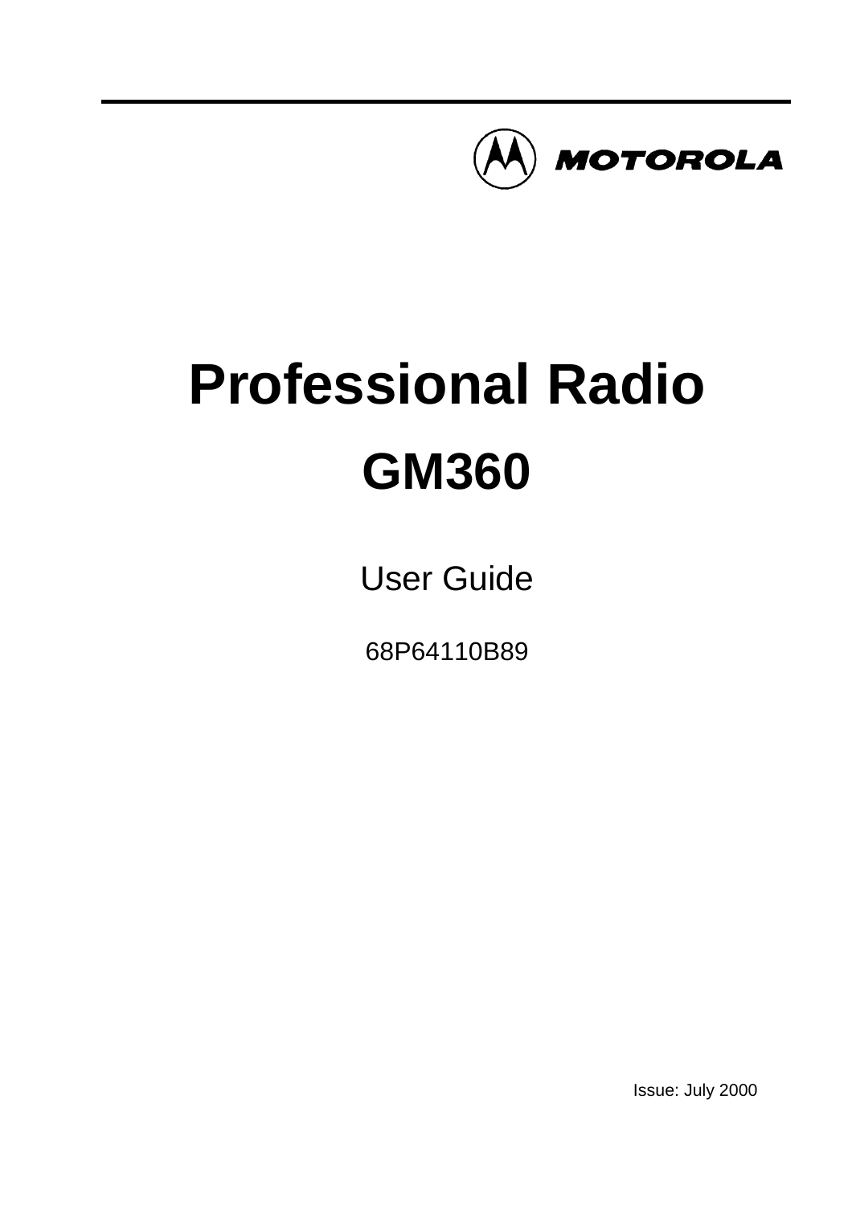MOTOROLA

# Professional Radio

# GM360

User Guide

68P64110B89

Issue: July 2000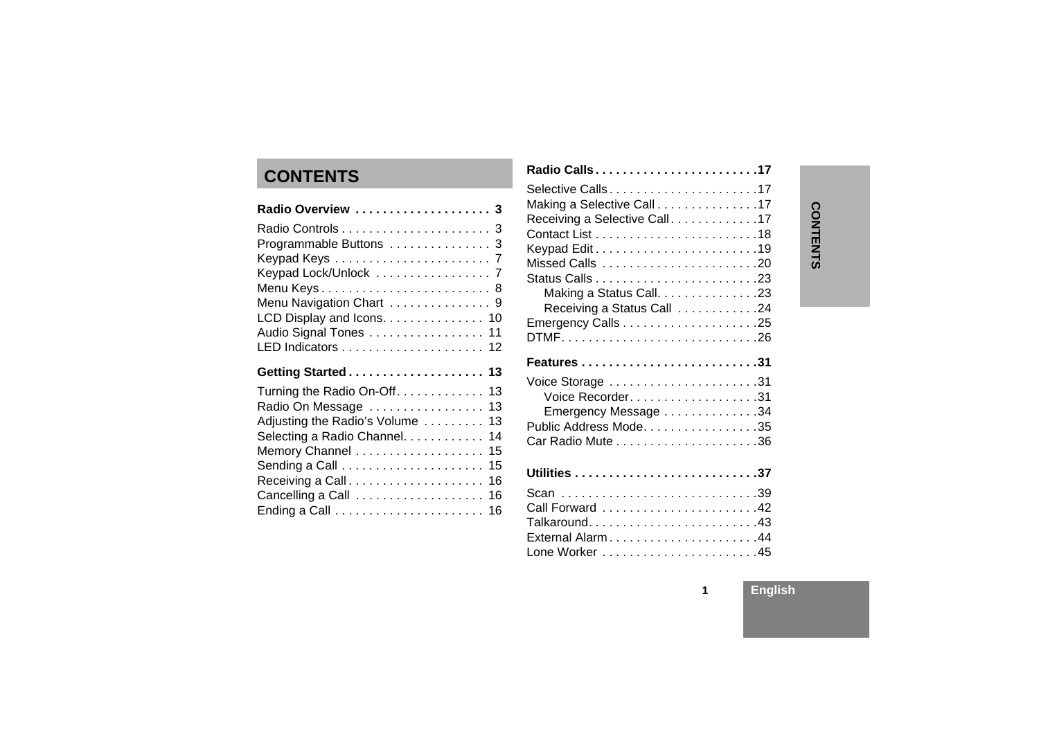# CONTENTS

**Radio Overview . . . . . . . . . . . . . . . . . . . . 3**

Radio Controls . . . . . . . . . . . . . . . . . . . . . . 3
Programmable Buttons . . . . . . . . . . . . . . . 3
Keypad Keys . . . . . . . . . . . . . . . . . . . . . . . 7
Keypad Lock/Unlock . . . . . . . . . . . . . . . . . 7
Menu Keys . . . . . . . . . . . . . . . . . . . . . . . . . 8
Menu Navigation Chart . . . . . . . . . . . . . . . 9
LCD Display and Icons. . . . . . . . . . . . . . . 10
Audio Signal Tones . . . . . . . . . . . . . . . . . 11
LED Indicators . . . . . . . . . . . . . . . . . . . . . 12

**Getting Started . . . . . . . . . . . . . . . . . . . . 13**

Turning the Radio On-Off. . . . . . . . . . . . . 13
Radio On Message . . . . . . . . . . . . . . . . . 13
Adjusting the Radio's Volume . . . . . . . . . 13
Selecting a Radio Channel. . . . . . . . . . . . 14
Memory Channel . . . . . . . . . . . . . . . . . . . 15
Sending a Call . . . . . . . . . . . . . . . . . . . . . 15
Receiving a Call . . . . . . . . . . . . . . . . . . . . 16
Cancelling a Call . . . . . . . . . . . . . . . . . . . 16
Ending a Call . . . . . . . . . . . . . . . . . . . . . . 16

**Radio Calls . . . . . . . . . . . . . . . . . . . . . . . .17**

Selective Calls . . . . . . . . . . . . . . . . . . . . . .17
Making a Selective Call . . . . . . . . . . . . . . .17
Receiving a Selective Call . . . . . . . . . . . . .17
Contact List . . . . . . . . . . . . . . . . . . . . . . . .18
Keypad Edit . . . . . . . . . . . . . . . . . . . . . . . .19
Missed Calls . . . . . . . . . . . . . . . . . . . . . . .20
Status Calls . . . . . . . . . . . . . . . . . . . . . . . .23
  Making a Status Call. . . . . . . . . . . . . . .23
  Receiving a Status Call . . . . . . . . . . . .24
Emergency Calls . . . . . . . . . . . . . . . . . . . .25
DTMF. . . . . . . . . . . . . . . . . . . . . . . . . . . . .26

**Features . . . . . . . . . . . . . . . . . . . . . . . . . .31**

Voice Storage . . . . . . . . . . . . . . . . . . . . . .31
  Voice Recorder. . . . . . . . . . . . . . . . . . .31
  Emergency Message . . . . . . . . . . . . . .34
Public Address Mode. . . . . . . . . . . . . . . . .35
Car Radio Mute . . . . . . . . . . . . . . . . . . . . .36

**Utilities . . . . . . . . . . . . . . . . . . . . . . . . . . .37**

Scan . . . . . . . . . . . . . . . . . . . . . . . . . . . . .39
Call Forward . . . . . . . . . . . . . . . . . . . . . . .42
Talkaround. . . . . . . . . . . . . . . . . . . . . . . . .43
External Alarm . . . . . . . . . . . . . . . . . . . . . .44
Lone Worker . . . . . . . . . . . . . . . . . . . . . . .45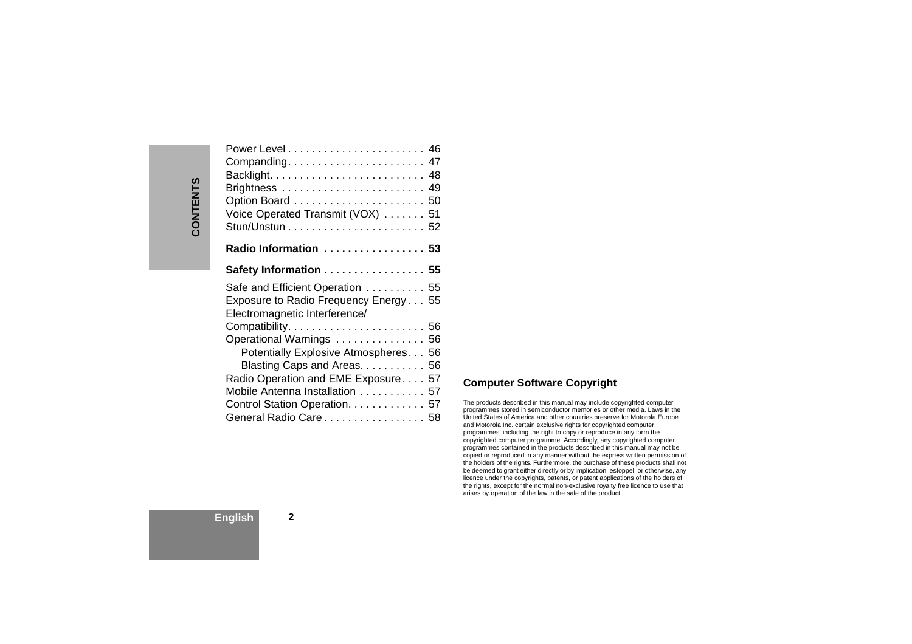- Power Level . . . . . . . . . . . . . . . . . . . . . . . 46
- Companding. . . . . . . . . . . . . . . . . . . . . . . 47
- Backlight. . . . . . . . . . . . . . . . . . . . . . . . . . 48
- Brightness . . . . . . . . . . . . . . . . . . . . . . . . 49
- Option Board . . . . . . . . . . . . . . . . . . . . . . 50
- Voice Operated Transmit (VOX) . . . . . . . 51
- Stun/Unstun . . . . . . . . . . . . . . . . . . . . . . . 52

**Radio Information . . . . . . . . . . . . . . . . . 53**

**Safety Information . . . . . . . . . . . . . . . . . 55**

- Safe and Efficient Operation . . . . . . . . . . 55
- Exposure to Radio Frequency Energy . . . 55
- Electromagnetic Interference/ Compatibility. . . . . . . . . . . . . . . . . . . . . . . 56
- Operational Warnings . . . . . . . . . . . . . . . 56
  - Potentially Explosive Atmospheres . . . 56
  - Blasting Caps and Areas. . . . . . . . . . . 56
- Radio Operation and EME Exposure . . . . 57
- Mobile Antenna Installation . . . . . . . . . . . 57
- Control Station Operation. . . . . . . . . . . . . 57
- General Radio Care . . . . . . . . . . . . . . . . . 58

### Computer Software Copyright

The products described in this manual may include copyrighted computer programmes stored in semiconductor memories or other media. Laws in the United States of America and other countries preserve for Motorola Europe and Motorola Inc. certain exclusive rights for copyrighted computer programmes, including the right to copy or reproduce in any form the copyrighted computer programme. Accordingly, any copyrighted computer programmes contained in the products described in this manual may not be copied or reproduced in any manner without the express written permission of the holders of the rights. Furthermore, the purchase of these products shall not be deemed to grant either directly or by implication, estoppel, or otherwise, any licence under the copyrights, patents, or patent applications of the holders of the rights, except for the normal non-exclusive royalty free licence to use that arises by operation of the law in the sale of the product.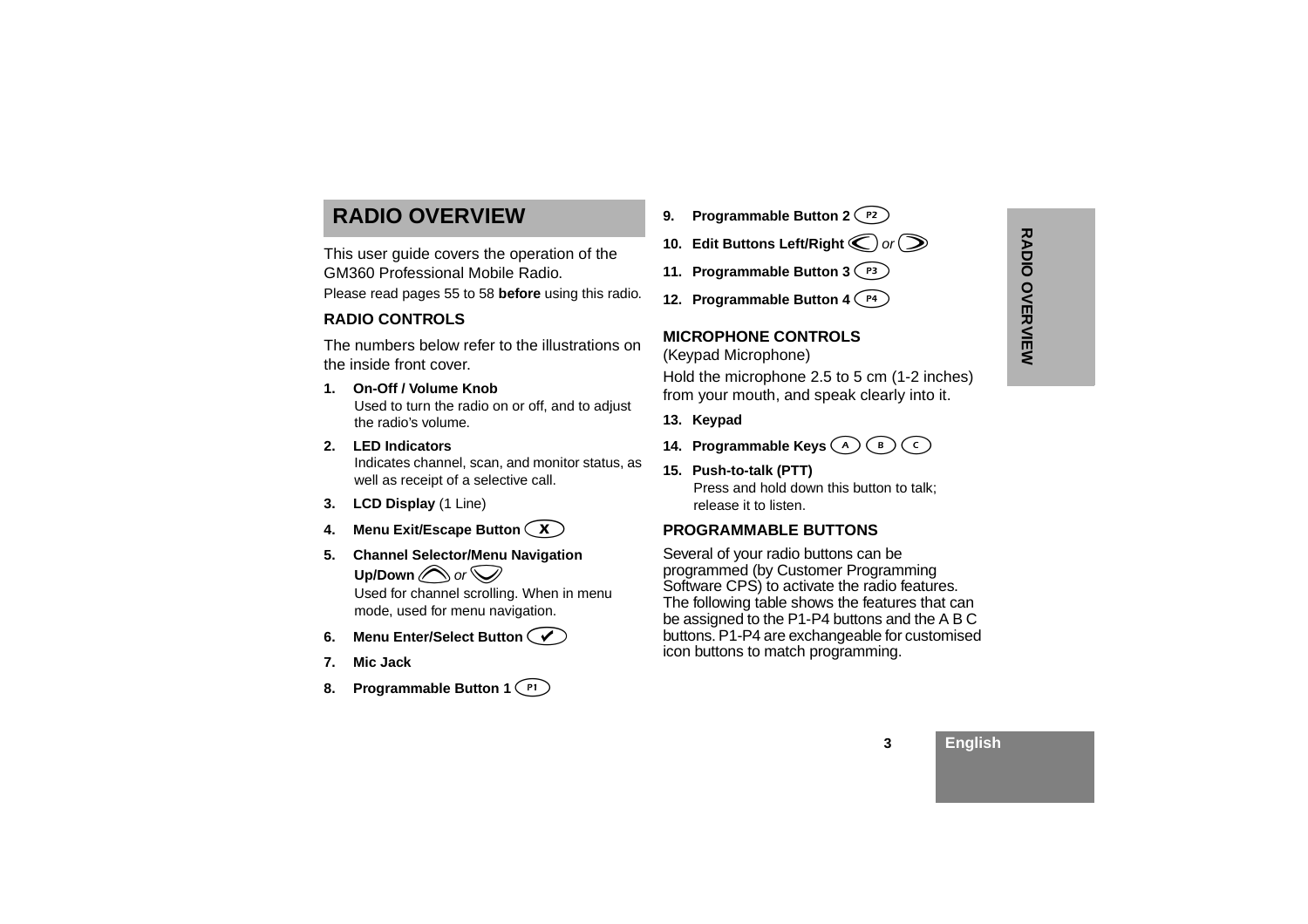# RADIO OVERVIEW

This user guide covers the operation of the GM360 Professional Mobile Radio.

Please read pages 55 to 58 **before** using this radio.

## RADIO CONTROLS

The numbers below refer to the illustrations on the inside front cover.

1. **On-Off / Volume Knob**
   Used to turn the radio on or off, and to adjust the radio's volume.
2. **LED Indicators**
   Indicates channel, scan, and monitor status, as well as receipt of a selective call.
3. **LCD Display** (1 Line)
4. **Menu Exit/Escape Button** (X)
5. **Channel Selector/Menu Navigation Up/Down** (Up) *or* (Down)
   Used for channel scrolling. When in menu mode, used for menu navigation.
6. **Menu Enter/Select Button** (✔)
7. **Mic Jack**
8. **Programmable Button 1** (P1)
9. **Programmable Button 2** (P2)
10. **Edit Buttons Left/Right** (Left) *or* (Right)
11. **Programmable Button 3** (P3)
12. **Programmable Button 4** (P4)

## MICROPHONE CONTROLS

(Keypad Microphone)

Hold the microphone 2.5 to 5 cm (1-2 inches) from your mouth, and speak clearly into it.

13. **Keypad**
14. **Programmable Keys** (A) (B) (C)
15. **Push-to-talk (PTT)**
    Press and hold down this button to talk; release it to listen.

## PROGRAMMABLE BUTTONS

Several of your radio buttons can be programmed (by Customer Programming Software CPS) to activate the radio features. The following table shows the features that can be assigned to the P1-P4 buttons and the A B C buttons. P1-P4 are exchangeable for customised icon buttons to match programming.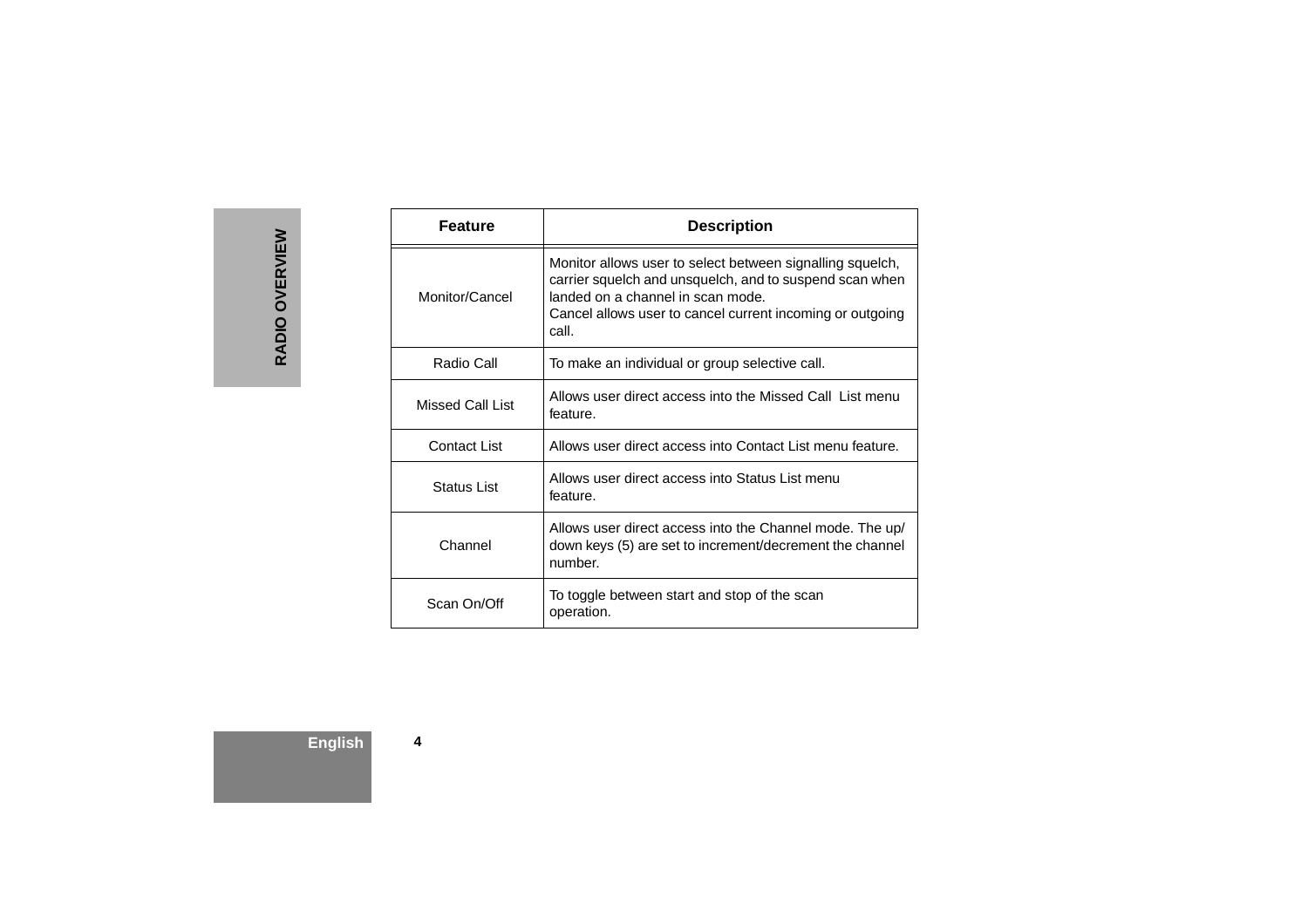| Feature | Description |
| --- | --- |
| Monitor/Cancel | Monitor allows user to select between signalling squelch, carrier squelch and unsquelch, and to suspend scan when landed on a channel in scan mode.<br>Cancel allows user to cancel current incoming or outgoing call. |
| Radio Call | To make an individual or group selective call. |
| Missed Call List | Allows user direct access into the Missed Call List menu feature. |
| Contact List | Allows user direct access into Contact List menu feature. |
| Status List | Allows user direct access into Status List menu feature. |
| Channel | Allows user direct access into the Channel mode. The up/down keys (5) are set to increment/decrement the channel number. |
| Scan On/Off | To toggle between start and stop of the scan operation. |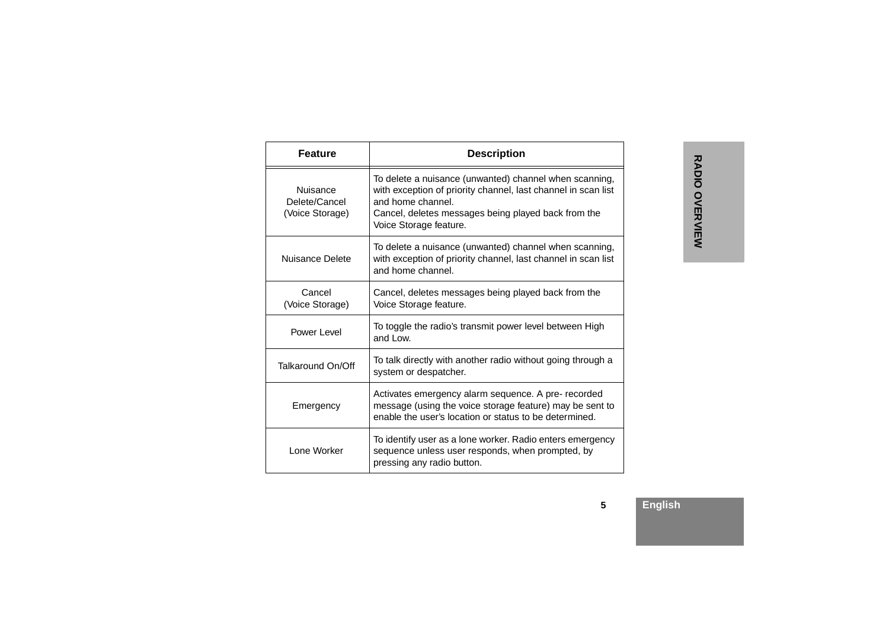| Feature | Description |
|---|---|
| Nuisance Delete/Cancel (Voice Storage) | To delete a nuisance (unwanted) channel when scanning, with exception of priority channel, last channel in scan list and home channel.<br>Cancel, deletes messages being played back from the Voice Storage feature. |
| Nuisance Delete | To delete a nuisance (unwanted) channel when scanning, with exception of priority channel, last channel in scan list and home channel. |
| Cancel (Voice Storage) | Cancel, deletes messages being played back from the Voice Storage feature. |
| Power Level | To toggle the radio's transmit power level between High and Low. |
| Talkaround On/Off | To talk directly with another radio without going through a system or despatcher. |
| Emergency | Activates emergency alarm sequence. A pre- recorded message (using the voice storage feature) may be sent to enable the user's location or status to be determined. |
| Lone Worker | To identify user as a lone worker. Radio enters emergency sequence unless user responds, when prompted, by pressing any radio button. |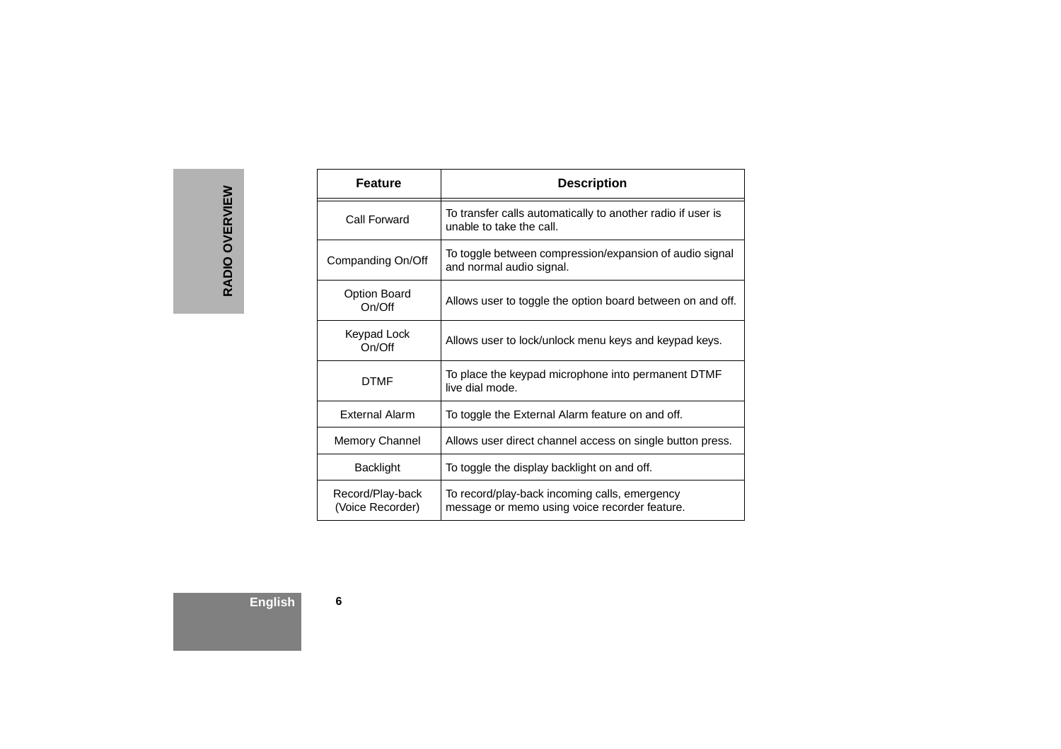| Feature | Description |
|---|---|
| Call Forward | To transfer calls automatically to another radio if user is unable to take the call. |
| Companding On/Off | To toggle between compression/expansion of audio signal and normal audio signal. |
| Option Board On/Off | Allows user to toggle the option board between on and off. |
| Keypad Lock On/Off | Allows user to lock/unlock menu keys and keypad keys. |
| DTMF | To place the keypad microphone into permanent DTMF live dial mode. |
| External Alarm | To toggle the External Alarm feature on and off. |
| Memory Channel | Allows user direct channel access on single button press. |
| Backlight | To toggle the display backlight on and off. |
| Record/Play-back (Voice Recorder) | To record/play-back incoming calls, emergency message or memo using voice recorder feature. |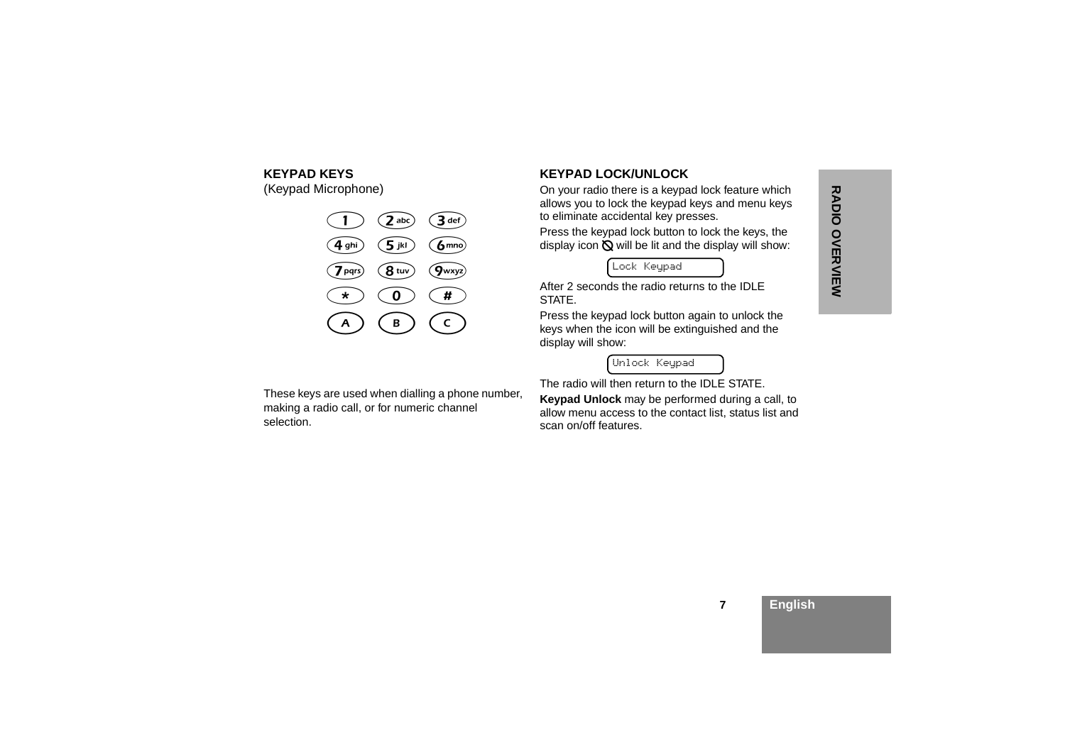## KEYPAD KEYS

(Keypad Microphone)

| | | |
|---|---|---|
| 1 | 2 abc | 3 def |
| 4 ghi | 5 jkl | 6 mno |
| 7 pqrs | 8 tuv | 9 wxyz |
| * | 0 | # |
| A | B | C |

These keys are used when dialling a phone number, making a radio call, or for numeric channel selection.

## KEYPAD LOCK/UNLOCK

On your radio there is a keypad lock feature which allows you to lock the keypad keys and menu keys to eliminate accidental key presses.

Press the keypad lock button to lock the keys, the display icon ⦸ will be lit and the display will show:

```
Lock Keypad
```

After 2 seconds the radio returns to the IDLE STATE.

Press the keypad lock button again to unlock the keys when the icon will be extinguished and the display will show:

```
Unlock Keypad
```

The radio will then return to the IDLE STATE.

**Keypad Unlock** may be performed during a call, to allow menu access to the contact list, status list and scan on/off features.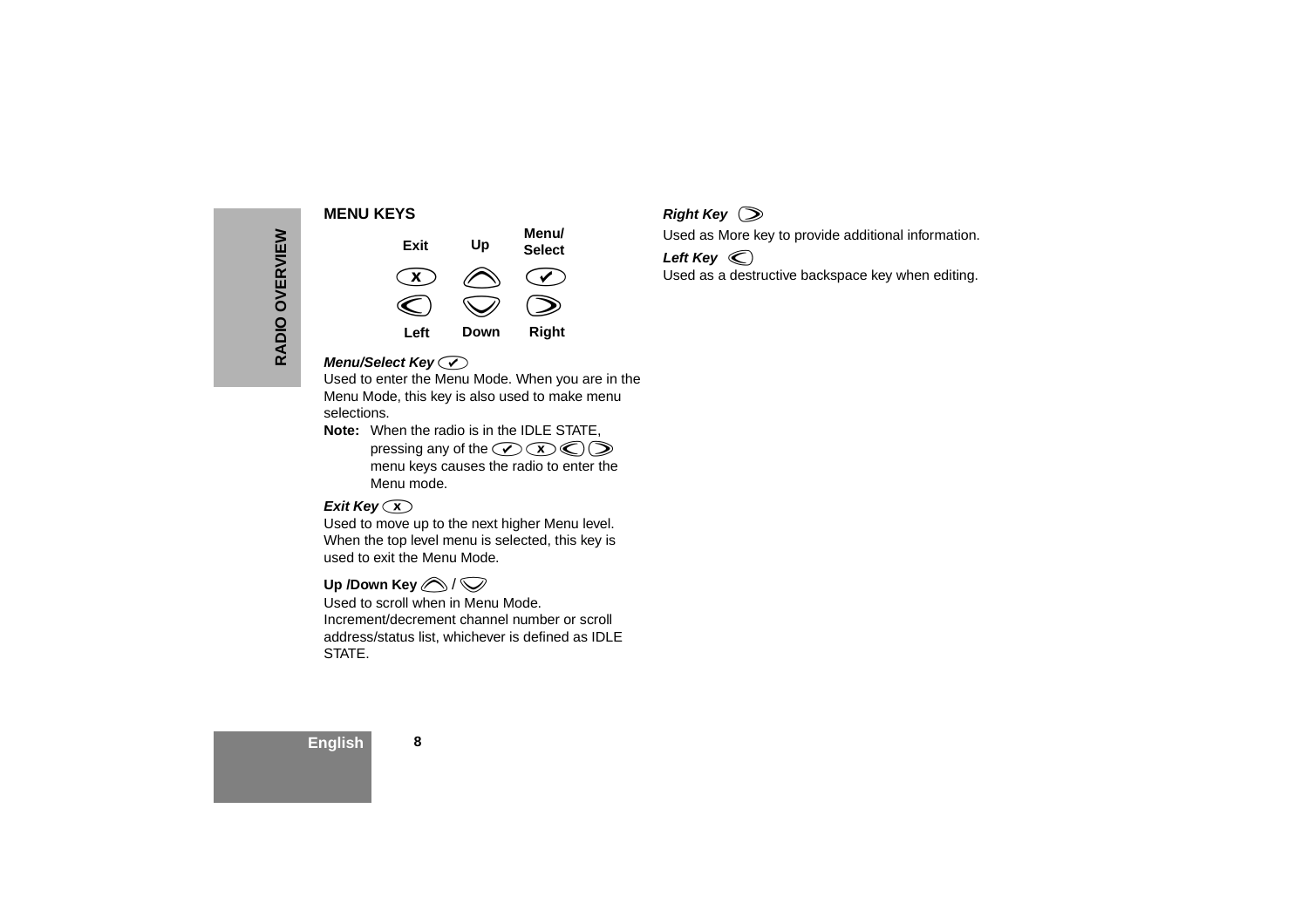## MENU KEYS

| Exit | Up | Menu/ Select |
|---|---|---|
| ⓧ | ⌃ | ✔ |
| ⟨ | ⌄ | ⟩ |
| Left | Down | Right |

***Menu/Select Key*** ✔
Used to enter the Menu Mode. When you are in the Menu Mode, this key is also used to make menu selections.

**Note:** When the radio is in the IDLE STATE, pressing any of the ✔ ⓧ ⟨ ⟩ menu keys causes the radio to enter the Menu mode.

***Exit Key*** ⓧ
Used to move up to the next higher Menu level. When the top level menu is selected, this key is used to exit the Menu Mode.

**Up /Down Key** ⌃ / ⌄
Used to scroll when in Menu Mode. Increment/decrement channel number or scroll address/status list, whichever is defined as IDLE STATE.

***Right Key*** ⟩
Used as More key to provide additional information.

***Left Key*** ⟨
Used as a destructive backspace key when editing.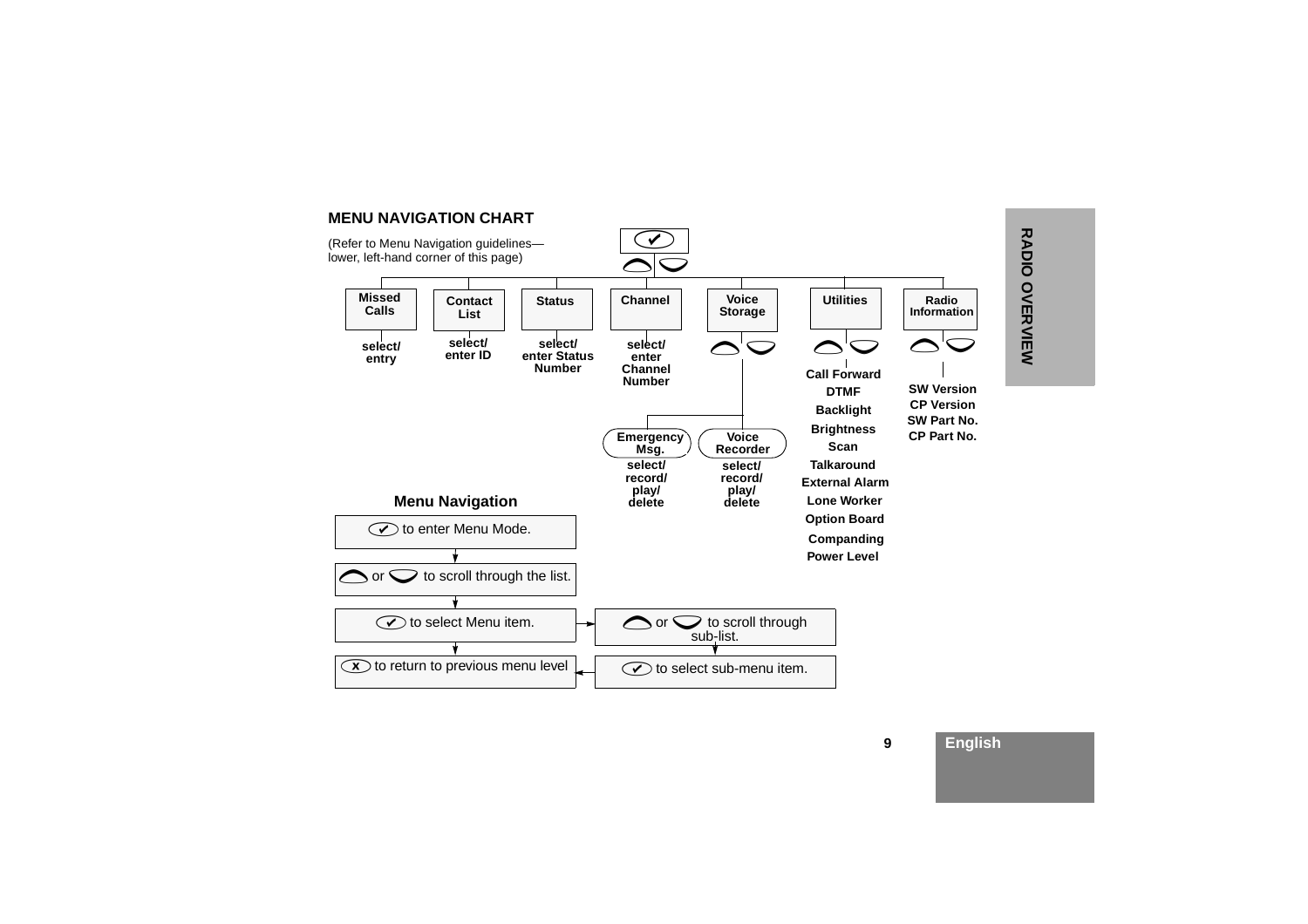## MENU NAVIGATION CHART

(Refer to Menu Navigation guidelines—lower, left-hand corner of this page)

- **Missed Calls** — select/entry
- **Contact List** — select/enter ID
- **Status** — select/enter Status Number
- **Channel** — select/enter Channel Number
- **Voice Storage**
  - **Emergency Msg.** — select/record/play/delete
  - **Voice Recorder** — select/record/play/delete
- **Utilities**
  - Call Forward
  - DTMF
  - Backlight
  - Brightness
  - Scan
  - Talkaround
  - External Alarm
  - Lone Worker
  - Option Board
  - Companding
  - Power Level
- **Radio Information**
  - SW Version
  - CP Version
  - SW Part No.
  - CP Part No.

### Menu Navigation

1. ✔ to enter Menu Mode.
2. Up or Down to scroll through the list.
3. ✔ to select Menu item.
4. Up or Down to scroll through sub-list.
5. ✔ to select sub-menu item.
6. X to return to previous menu level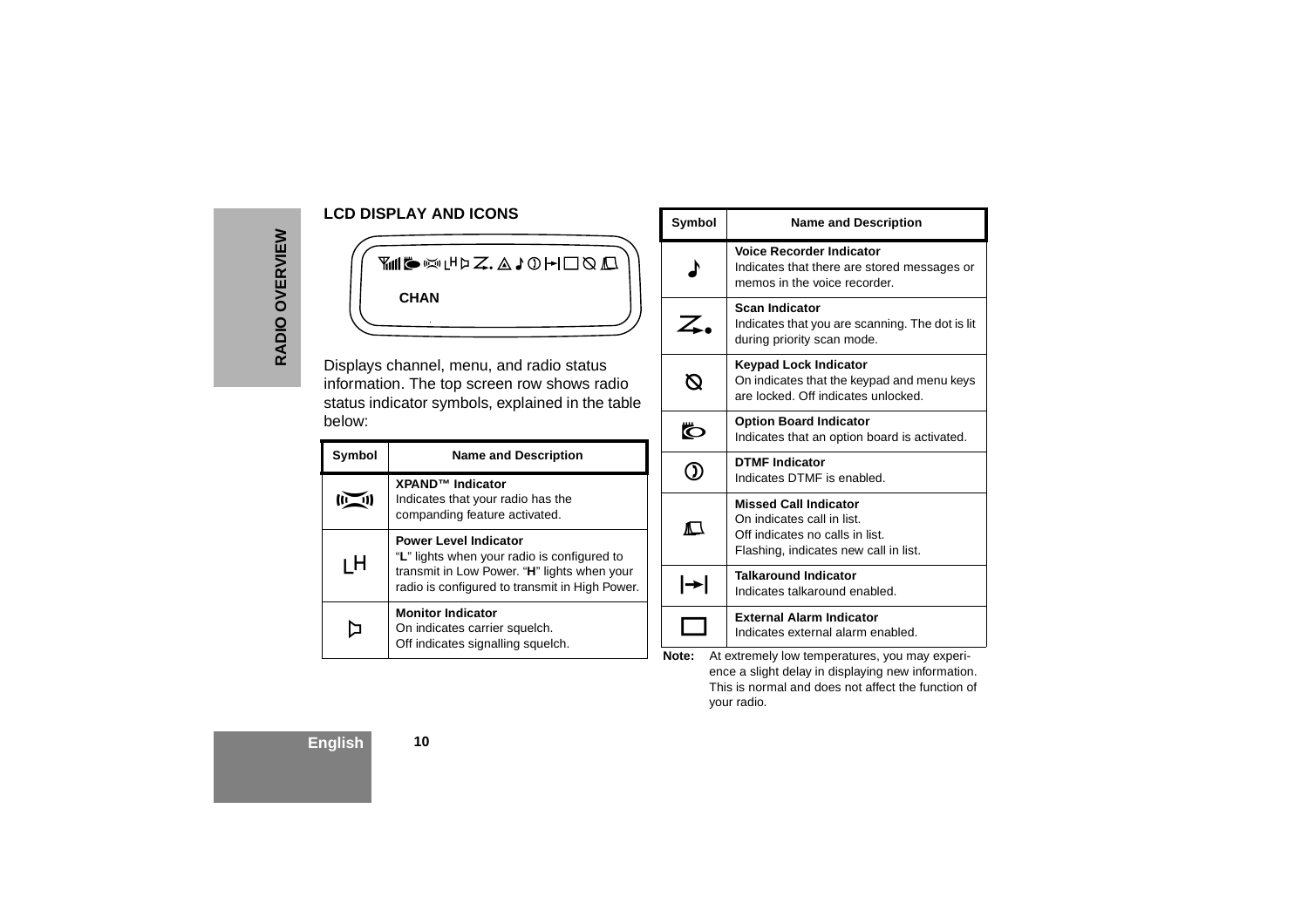## LCD DISPLAY AND ICONS

CHAN

Displays channel, menu, and radio status information. The top screen row shows radio status indicator symbols, explained in the table below:

| Symbol | Name and Description |
|---|---|
| (XPAND icon) | **XPAND™ Indicator** Indicates that your radio has the companding feature activated. |
| LH | **Power Level Indicator** "**L**" lights when your radio is configured to transmit in Low Power. "**H**" lights when your radio is configured to transmit in High Power. |
| (Monitor icon) | **Monitor Indicator** On indicates carrier squelch. Off indicates signalling squelch. |
| ♪ | **Voice Recorder Indicator** Indicates that there are stored messages or memos in the voice recorder. |
| (Scan icon) | **Scan Indicator** Indicates that you are scanning. The dot is lit during priority scan mode. |
| (Keypad Lock icon) | **Keypad Lock Indicator** On indicates that the keypad and menu keys are locked. Off indicates unlocked. |
| (Option Board icon) | **Option Board Indicator** Indicates that an option board is activated. |
| (DTMF icon) | **DTMF Indicator** Indicates DTMF is enabled. |
| (Missed Call icon) | **Missed Call Indicator** On indicates call in list. Off indicates no calls in list. Flashing, indicates new call in list. |
| (Talkaround icon) | **Talkaround Indicator** Indicates talkaround enabled. |
| (External Alarm icon) | **External Alarm Indicator** Indicates external alarm enabled. |

**Note:** At extremely low temperatures, you may experience a slight delay in displaying new information. This is normal and does not affect the function of your radio.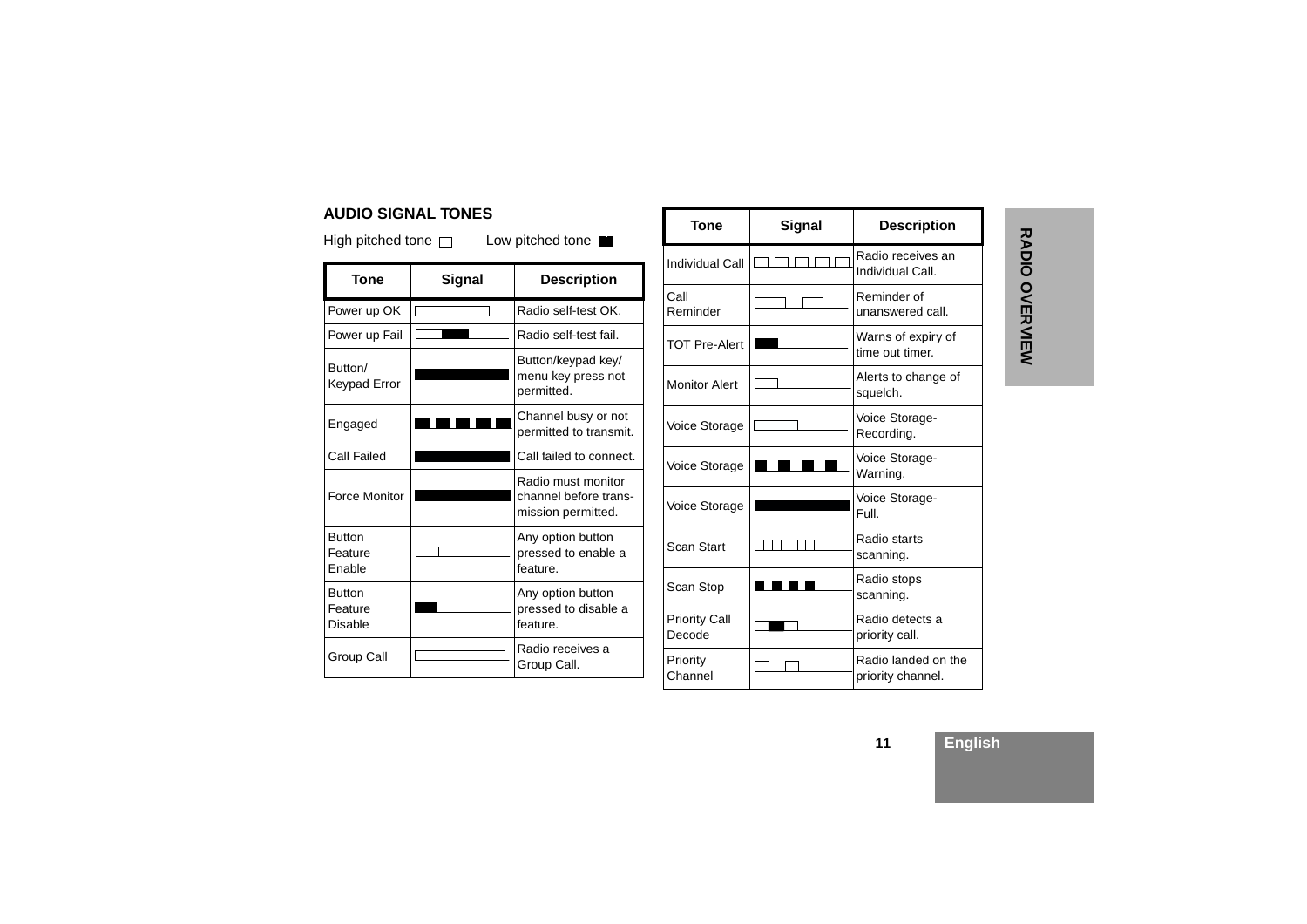## AUDIO SIGNAL TONES

High pitched tone □ Low pitched tone ■

| Tone | Signal | Description |
|---|---|---|
| Power up OK | | Radio self-test OK. |
| Power up Fail | | Radio self-test fail. |
| Button/ Keypad Error | | Button/keypad key/ menu key press not permitted. |
| Engaged | | Channel busy or not permitted to transmit. |
| Call Failed | | Call failed to connect. |
| Force Monitor | | Radio must monitor channel before trans-mission permitted. |
| Button Feature Enable | | Any option button pressed to enable a feature. |
| Button Feature Disable | | Any option button pressed to disable a feature. |
| Group Call | | Radio receives a Group Call. |
| Individual Call | | Radio receives an Individual Call. |
| Call Reminder | | Reminder of unanswered call. |
| TOT Pre-Alert | | Warns of expiry of time out timer. |
| Monitor Alert | | Alerts to change of squelch. |
| Voice Storage | | Voice Storage-Recording. |
| Voice Storage | | Voice Storage-Warning. |
| Voice Storage | | Voice Storage-Full. |
| Scan Start | | Radio starts scanning. |
| Scan Stop | | Radio stops scanning. |
| Priority Call Decode | | Radio detects a priority call. |
| Priority Channel | | Radio landed on the priority channel. |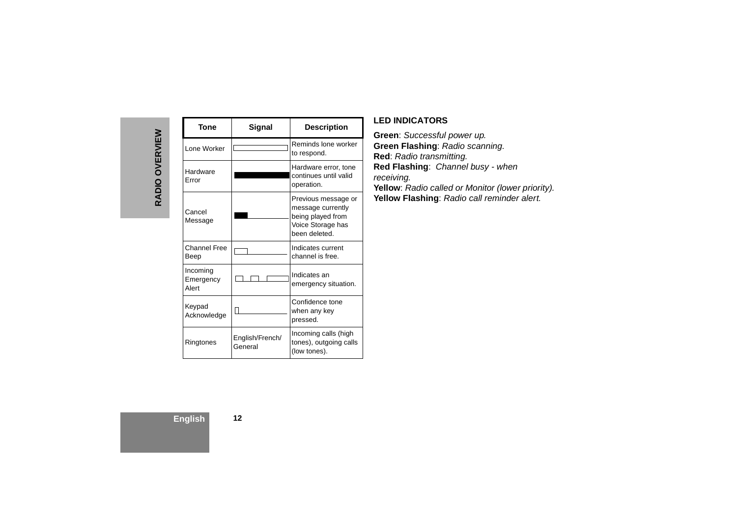| Tone | Signal | Description |
| --- | --- | --- |
| Lone Worker | | Reminds lone worker to respond. |
| Hardware Error | | Hardware error, tone continues until valid operation. |
| Cancel Message | | Previous message or message currently being played from Voice Storage has been deleted. |
| Channel Free Beep | | Indicates current channel is free. |
| Incoming Emergency Alert | | Indicates an emergency situation. |
| Keypad Acknowledge | | Confidence tone when any key pressed. |
| Ringtones | English/French/ General | Incoming calls (high tones), outgoing calls (low tones). |

## LED INDICATORS

**Green**: *Successful power up.*
**Green Flashing**: *Radio scanning.*
**Red**: *Radio transmitting.*
**Red Flashing**: *Channel busy - when receiving.*
**Yellow**: *Radio called or Monitor (lower priority).*
**Yellow Flashing**: *Radio call reminder alert.*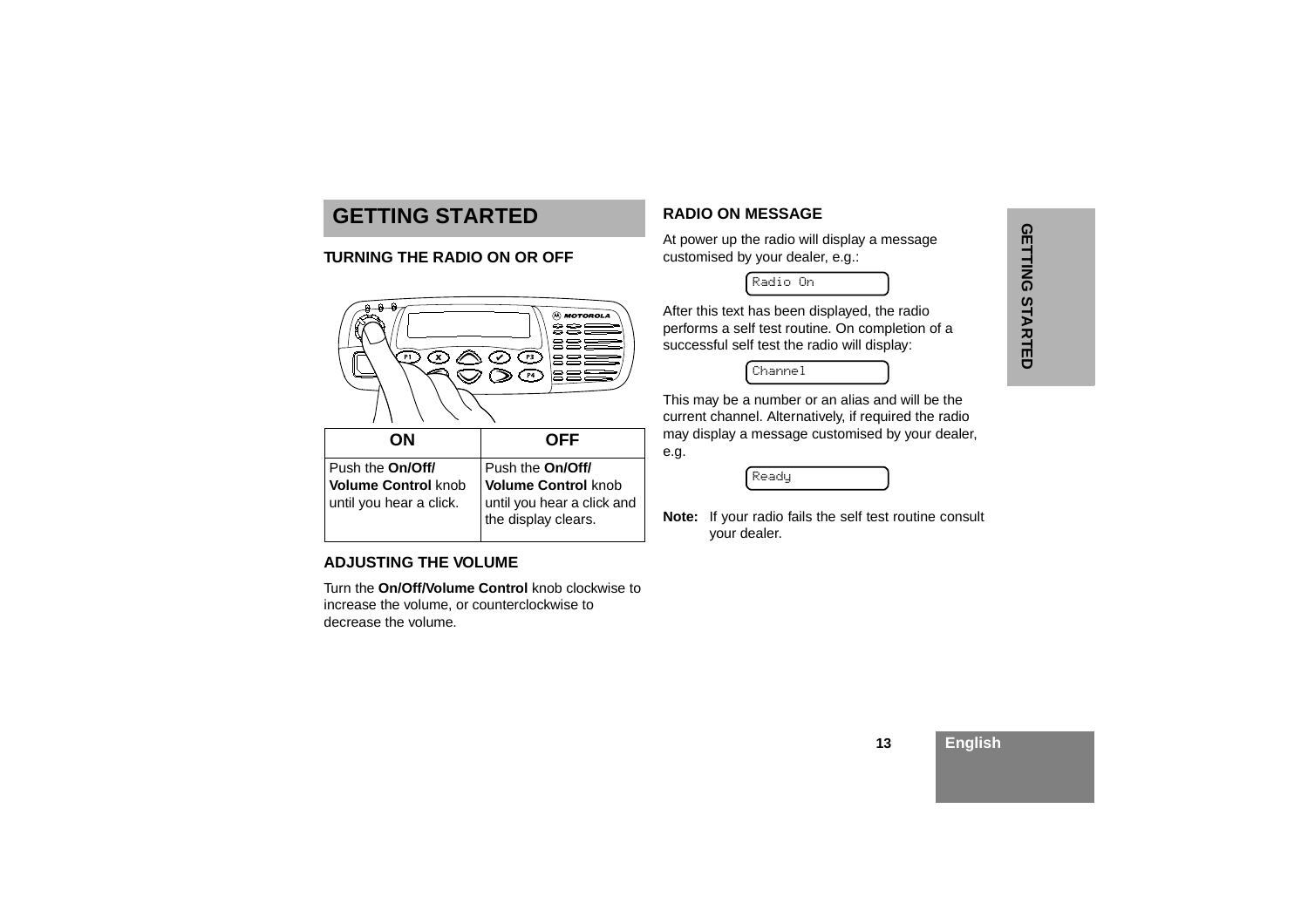# GETTING STARTED

## TURNING THE RADIO ON OR OFF

| ON | OFF |
|---|---|
| Push the **On/Off/ Volume Control** knob until you hear a click. | Push the **On/Off/ Volume Control** knob until you hear a click and the display clears. |

## ADJUSTING THE VOLUME

Turn the **On/Off/Volume Control** knob clockwise to increase the volume, or counterclockwise to decrease the volume.

## RADIO ON MESSAGE

At power up the radio will display a message customised by your dealer, e.g.:

```
Radio On
```

After this text has been displayed, the radio performs a self test routine. On completion of a successful self test the radio will display:

```
Channel
```

This may be a number or an alias and will be the current channel. Alternatively, if required the radio may display a message customised by your dealer, e.g.

```
Ready
```

**Note:** If your radio fails the self test routine consult your dealer.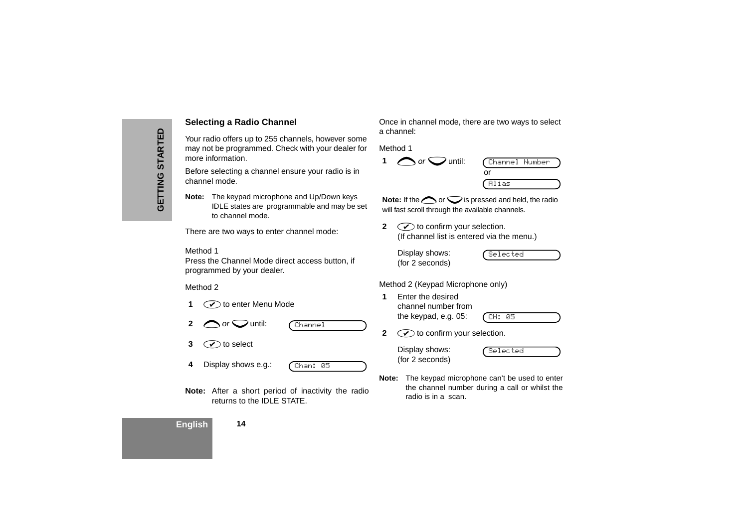## Selecting a Radio Channel

Your radio offers up to 255 channels, however some may not be programmed. Check with your dealer for more information.

Before selecting a channel ensure your radio is in channel mode.

**Note:** The keypad microphone and Up/Down keys IDLE states are programmable and may be set to channel mode.

There are two ways to enter channel mode:

Method 1
Press the Channel Mode direct access button, if programmed by your dealer.

Method 2

1. ✔ to enter Menu Mode
2. Up *or* Down until: `Channel`
3. ✔ to select
4. Display shows e.g.: `Chan: 05`

**Note:** After a short period of inactivity the radio returns to the IDLE STATE.

Once in channel mode, there are two ways to select a channel:

Method 1

1. Up *or* Down until: `Channel Number` or `Alias`

**Note:** If the Up or Down is pressed and held, the radio will fast scroll through the available channels.

2. ✔ to confirm your selection.
   (If channel list is entered via the menu.)

   Display shows: (for 2 seconds) `Selected`

Method 2 (Keypad Microphone only)

1. Enter the desired channel number from the keypad, e.g. 05: `CH: 05`
2. ✔ to confirm your selection.

   Display shows: (for 2 seconds) `Selected`

**Note:** The keypad microphone can't be used to enter the channel number during a call or whilst the radio is in a scan.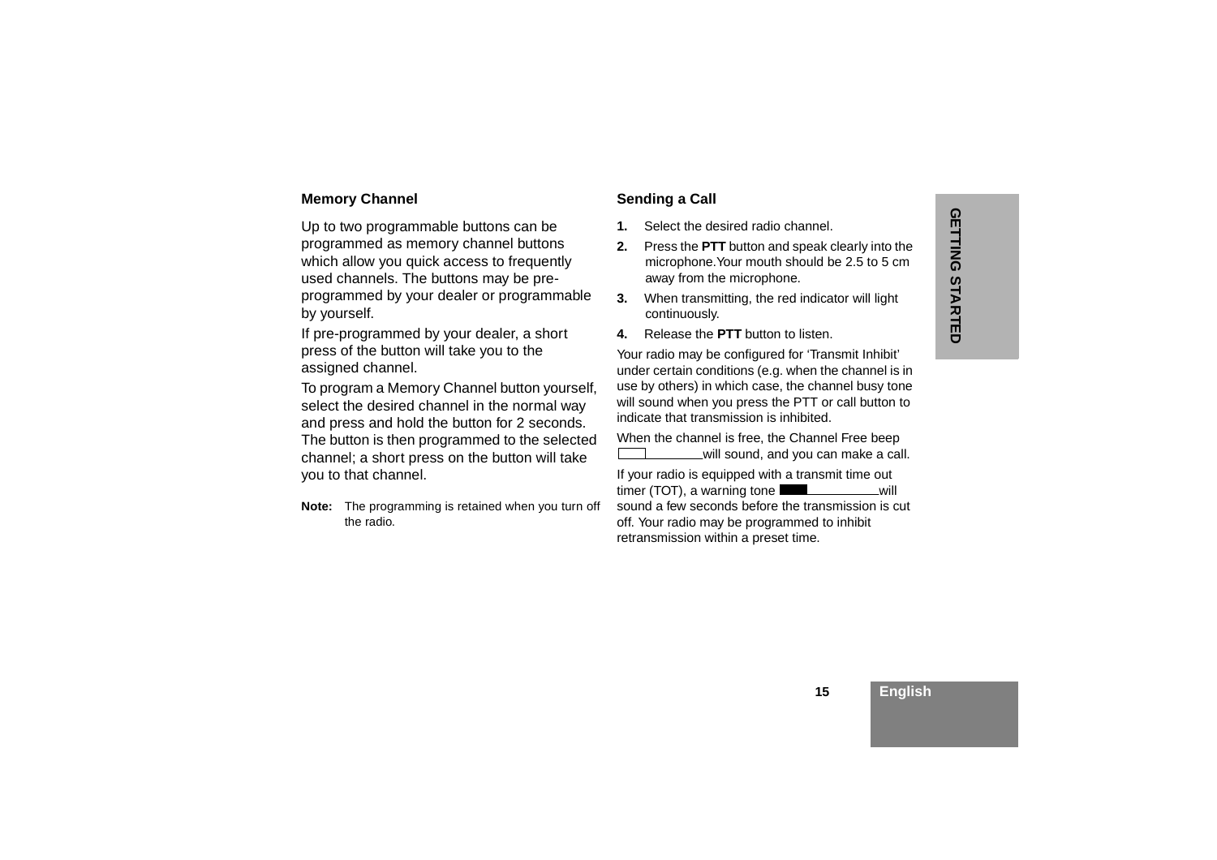### Memory Channel

Up to two programmable buttons can be programmed as memory channel buttons which allow you quick access to frequently used channels. The buttons may be pre-programmed by your dealer or programmable by yourself.

If pre-programmed by your dealer, a short press of the button will take you to the assigned channel.

To program a Memory Channel button yourself, select the desired channel in the normal way and press and hold the button for 2 seconds. The button is then programmed to the selected channel; a short press on the button will take you to that channel.

**Note:** The programming is retained when you turn off the radio.

### Sending a Call

1. Select the desired radio channel.
2. Press the **PTT** button and speak clearly into the microphone.Your mouth should be 2.5 to 5 cm away from the microphone.
3. When transmitting, the red indicator will light continuously.
4. Release the **PTT** button to listen.

Your radio may be configured for 'Transmit Inhibit' under certain conditions (e.g. when the channel is in use by others) in which case, the channel busy tone will sound when you press the PTT or call button to indicate that transmission is inhibited.

When the channel is free, the Channel Free beep will sound, and you can make a call.

If your radio is equipped with a transmit time out timer (TOT), a warning tone will sound a few seconds before the transmission is cut off. Your radio may be programmed to inhibit retransmission within a preset time.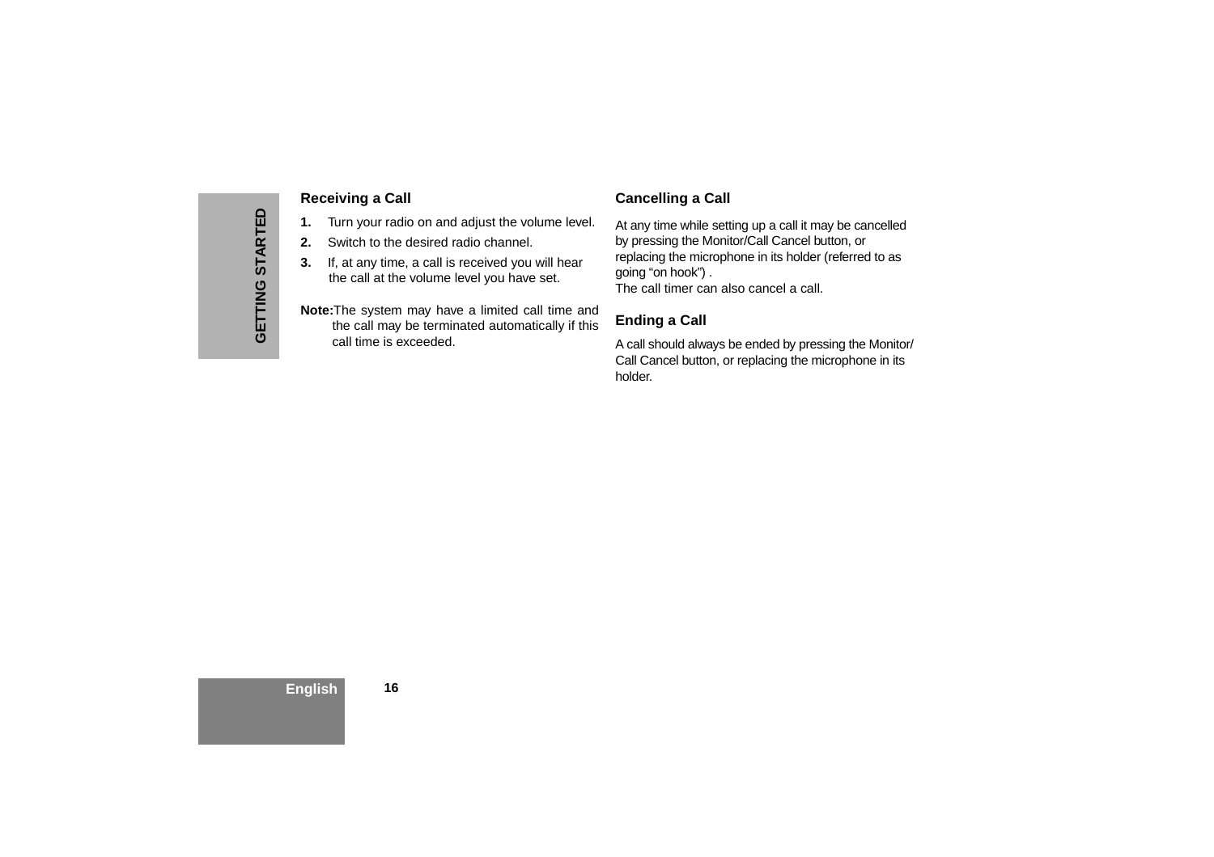## Receiving a Call

1. Turn your radio on and adjust the volume level.
2. Switch to the desired radio channel.
3. If, at any time, a call is received you will hear the call at the volume level you have set.

**Note:** The system may have a limited call time and the call may be terminated automatically if this call time is exceeded.

## Cancelling a Call

At any time while setting up a call it may be cancelled by pressing the Monitor/Call Cancel button, or replacing the microphone in its holder (referred to as going “on hook”) .
The call timer can also cancel a call.

## Ending a Call

A call should always be ended by pressing the Monitor/Call Cancel button, or replacing the microphone in its holder.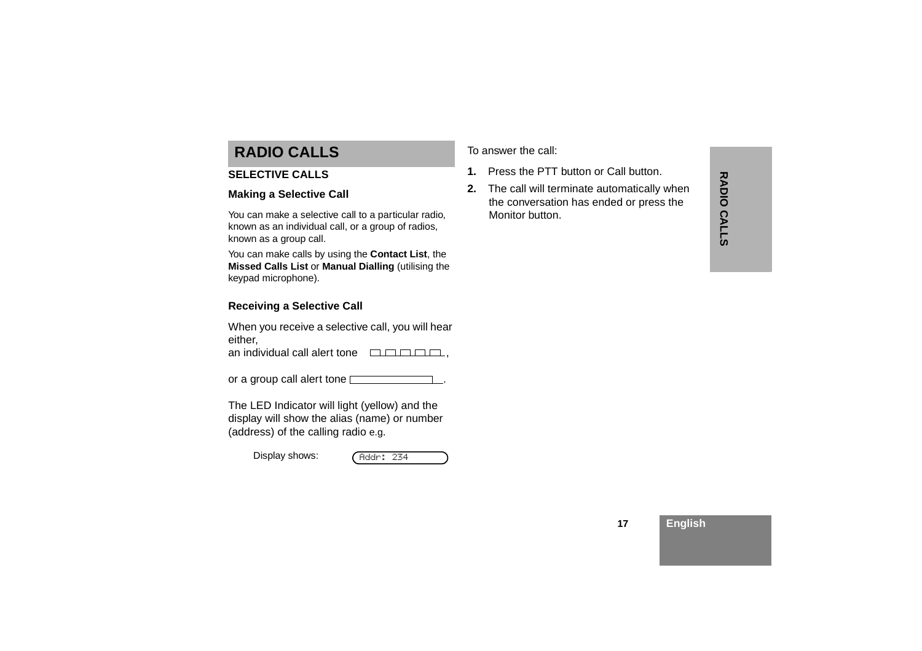# RADIO CALLS

## SELECTIVE CALLS

### Making a Selective Call

You can make a selective call to a particular radio, known as an individual call, or a group of radios, known as a group call.

You can make calls by using the **Contact List**, the **Missed Calls List** or **Manual Dialling** (utilising the keypad microphone).

### Receiving a Selective Call

When you receive a selective call, you will hear either,
an individual call alert tone ,

or a group call alert tone .

The LED Indicator will light (yellow) and the display will show the alias (name) or number (address) of the calling radio e.g.

Display shows: Addr: 234

To answer the call:

1. Press the PTT button or Call button.
2. The call will terminate automatically when the conversation has ended or press the Monitor button.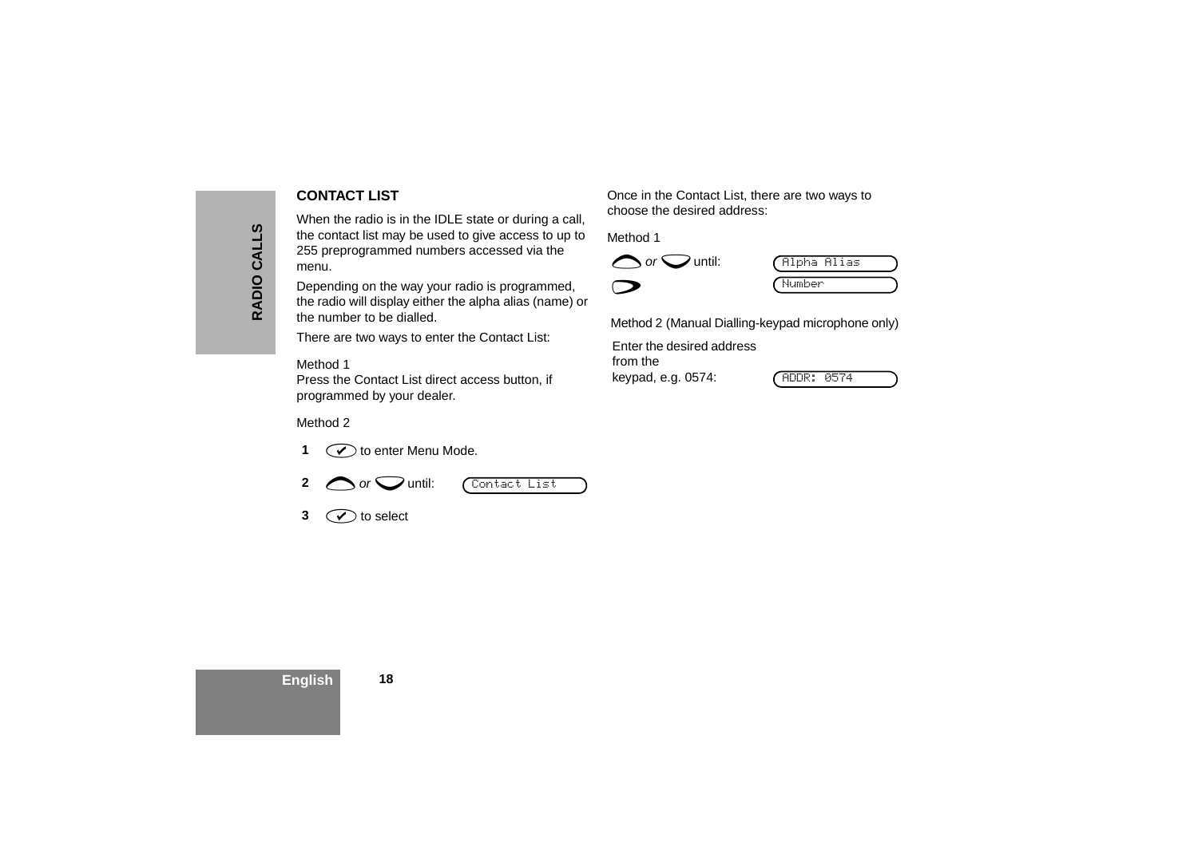## CONTACT LIST

When the radio is in the IDLE state or during a call, the contact list may be used to give access to up to 255 preprogrammed numbers accessed via the menu.

Depending on the way your radio is programmed, the radio will display either the alpha alias (name) or the number to be dialled.

There are two ways to enter the Contact List:

Method 1
Press the Contact List direct access button, if programmed by your dealer.

Method 2

1. ✔ to enter Menu Mode.
2. ⌃ *or* ⌄ until: `Contact List`
3. ✔ to select

Once in the Contact List, there are two ways to choose the desired address:

Method 1

⌃ *or* ⌄ until: `Alpha Alias`

⊃ `Number`

Method 2 (Manual Dialling-keypad microphone only)

Enter the desired address from the keypad, e.g. 0574: `ADDR: 0574`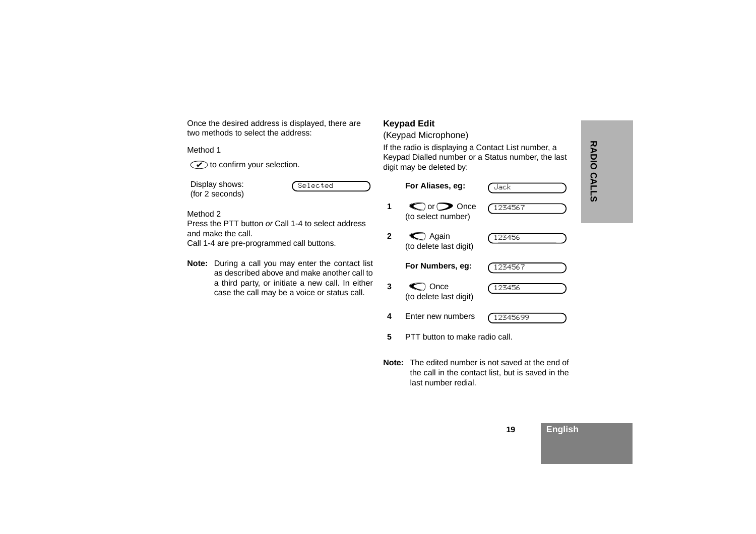Once the desired address is displayed, there are two methods to select the address:

Method 1

✔ to confirm your selection.

| Display shows: (for 2 seconds) | Selected |
|---|---|

Method 2
Press the PTT button *or* Call 1-4 to select address and make the call.
Call 1-4 are pre-programmed call buttons.

**Note:** During a call you may enter the contact list as described above and make another call to a third party, or initiate a new call. In either case the call may be a voice or status call.

## Keypad Edit

(Keypad Microphone)

If the radio is displaying a Contact List number, a Keypad Dialled number or a Status number, the last digit may be deleted by:

| | | |
|---|---|---|
| | **For Aliases, eg:** | Jack |
| **1** | or Once (to select number) | 1234567 |
| **2** | Again (to delete last digit) | 123456 |
| | **For Numbers, eg:** | 1234567 |
| **3** | Once (to delete last digit) | 123456 |
| **4** | Enter new numbers | 12345699 |
| **5** | PTT button to make radio call. | |

**Note:** The edited number is not saved at the end of the call in the contact list, but is saved in the last number redial.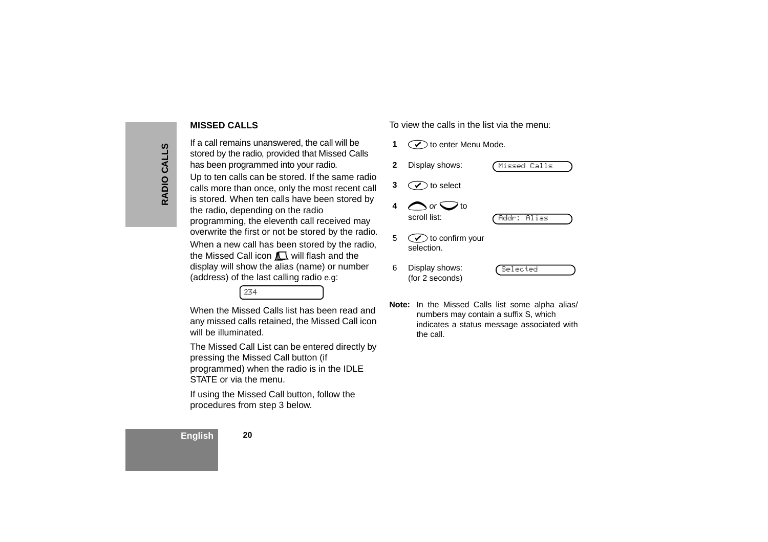## MISSED CALLS

If a call remains unanswered, the call will be stored by the radio, provided that Missed Calls has been programmed into your radio.

Up to ten calls can be stored. If the same radio calls more than once, only the most recent call is stored. When ten calls have been stored by the radio, depending on the radio programming, the eleventh call received may overwrite the first or not be stored by the radio.

When a new call has been stored by the radio, the Missed Call icon will flash and the display will show the alias (name) or number (address) of the last calling radio e.g:

`234`

When the Missed Calls list has been read and any missed calls retained, the Missed Call icon will be illuminated.

The Missed Call List can be entered directly by pressing the Missed Call button (if programmed) when the radio is in the IDLE STATE or via the menu.

If using the Missed Call button, follow the procedures from step 3 below.

To view the calls in the list via the menu:

| Step | Action | Display |
|---|---|---|
| **1** | ✔ to enter Menu Mode. | |
| **2** | Display shows: | `Missed Calls` |
| **3** | ✔ to select | |
| **4** | ⌃ *or* ⌄ to scroll list: | `Addr: Alias` |
| 5 | ✔ to confirm your selection. | |
| 6 | Display shows: (for 2 seconds) | `Selected` |

**Note:** In the Missed Calls list some alpha alias/ numbers may contain a suffix S, which indicates a status message associated with the call.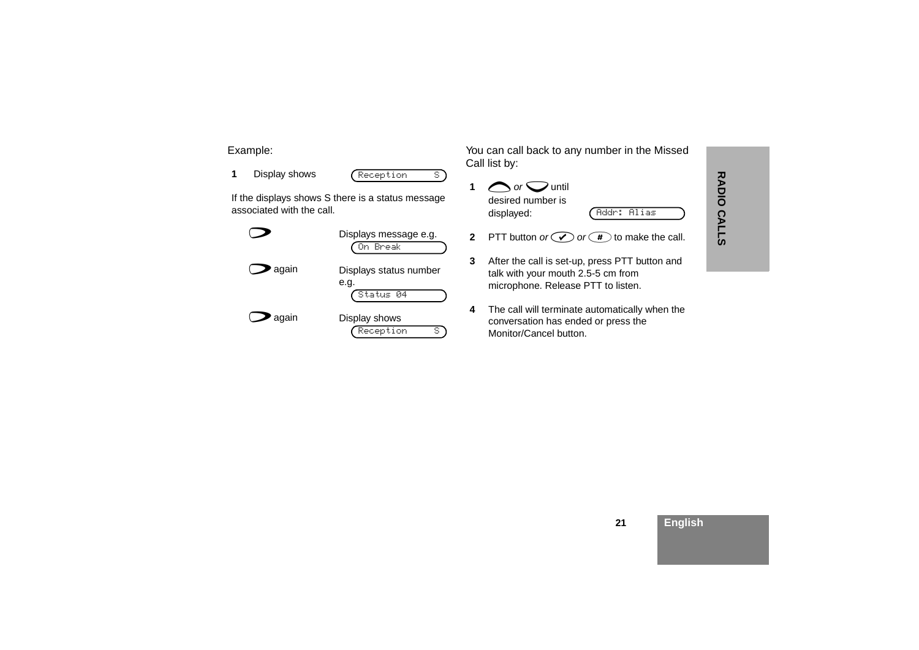Example:

**1** Display shows `Reception S`

If the displays shows S there is a status message associated with the call.

| | |
|---|---|
| ⊃ | Displays message e.g. `On Break` |
| ⊃ again | Displays status number e.g. `Status 04` |
| ⊃ again | Display shows `Reception S` |

You can call back to any number in the Missed Call list by:

**1** ⌒ *or* ⌣ until desired number is displayed: `Addr: Alias`

**2** PTT button *or* ✔ *or* # to make the call.

**3** After the call is set-up, press PTT button and talk with your mouth 2.5-5 cm from microphone. Release PTT to listen.

**4** The call will terminate automatically when the conversation has ended or press the Monitor/Cancel button.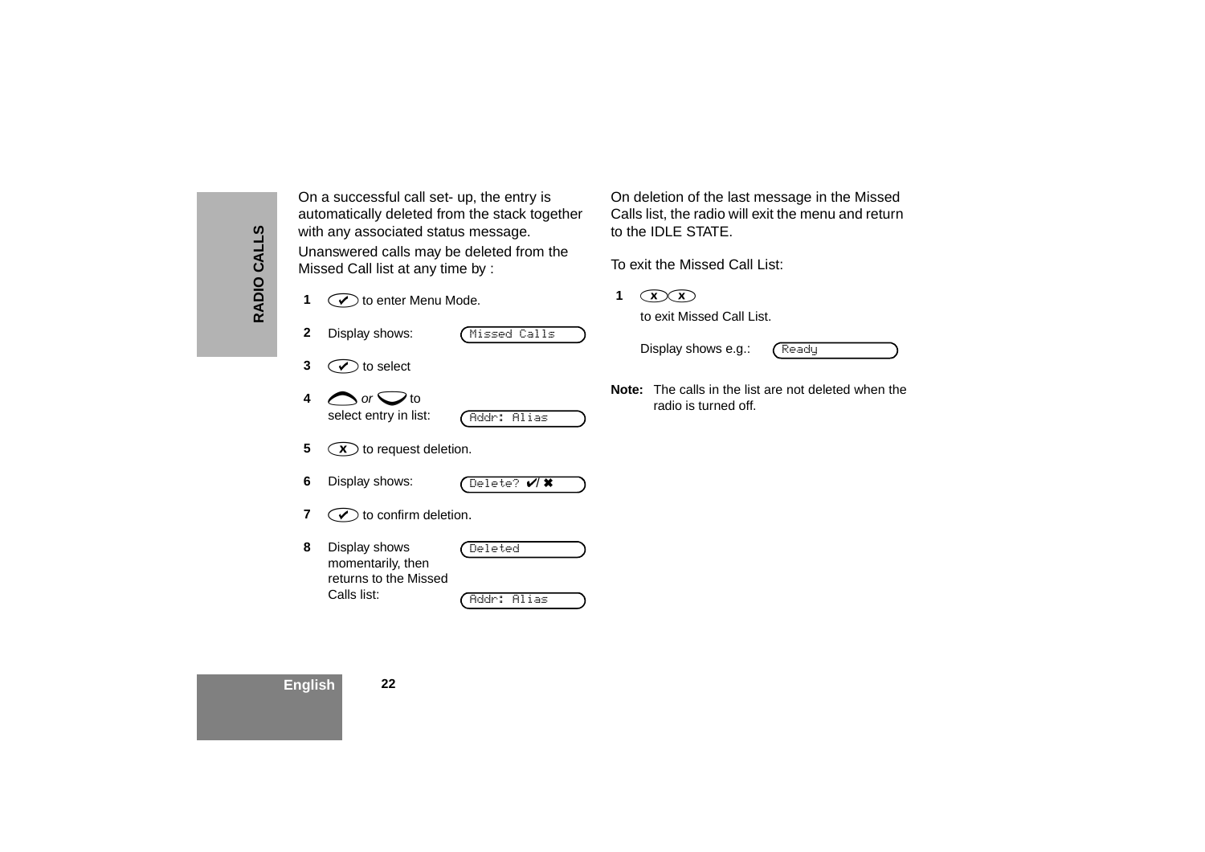On a successful call set- up, the entry is automatically deleted from the stack together with any associated status message.

Unanswered calls may be deleted from the Missed Call list at any time by :

1. ✔ to enter Menu Mode.
2. Display shows: `Missed Calls`
3. ✔ to select
4. ︿ *or* ﹀ to select entry in list: `Addr: Alias`
5. x to request deletion.
6. Display shows: `Delete? ✔/✖`
7. ✔ to confirm deletion.
8. Display shows momentarily, then returns to the Missed Calls list: `Deleted` `Addr: Alias`

On deletion of the last message in the Missed Calls list, the radio will exit the menu and return to the IDLE STATE.

To exit the Missed Call List:

1. x x to exit Missed Call List.

   Display shows e.g.: `Ready`

**Note:** The calls in the list are not deleted when the radio is turned off.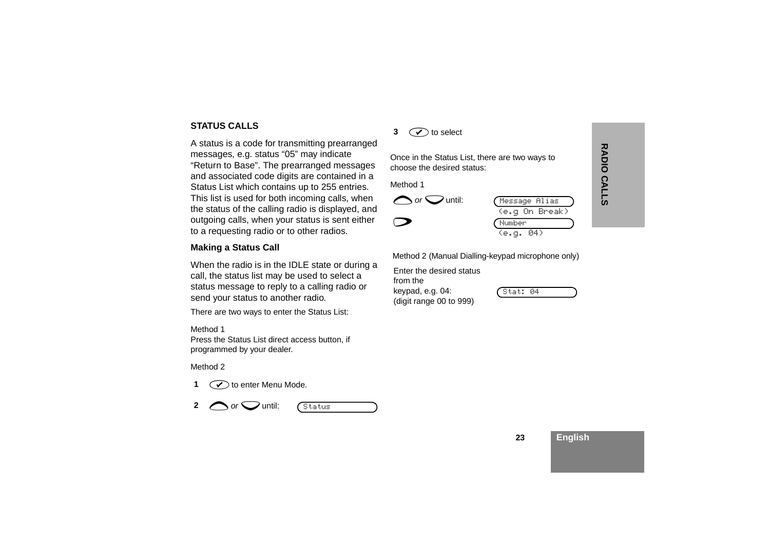## STATUS CALLS

A status is a code for transmitting prearranged messages, e.g. status “05” may indicate “Return to Base”. The prearranged messages and associated code digits are contained in a Status List which contains up to 255 entries. This list is used for both incoming calls, when the status of the calling radio is displayed, and outgoing calls, when your status is sent either to a requesting radio or to other radios.

### Making a Status Call

When the radio is in the IDLE state or during a call, the status list may be used to select a status message to reply to a calling radio or send your status to another radio.

There are two ways to enter the Status List:

Method 1
Press the Status List direct access button, if programmed by your dealer.

Method 2

1. ✔ to enter Menu Mode.
2. ⌃ *or* ⌄ until: `Status`
3. ✔ to select

Once in the Status List, there are two ways to choose the desired status:

Method 1

⌃ *or* ⌄ until: `Message Alias` (e.g On Break)

⊃ `Number` (e.g. 04)

Method 2 (Manual Dialling-keypad microphone only)

Enter the desired status from the keypad, e.g. 04: (digit range 00 to 999) `Stat: 04`

RADIO CALLS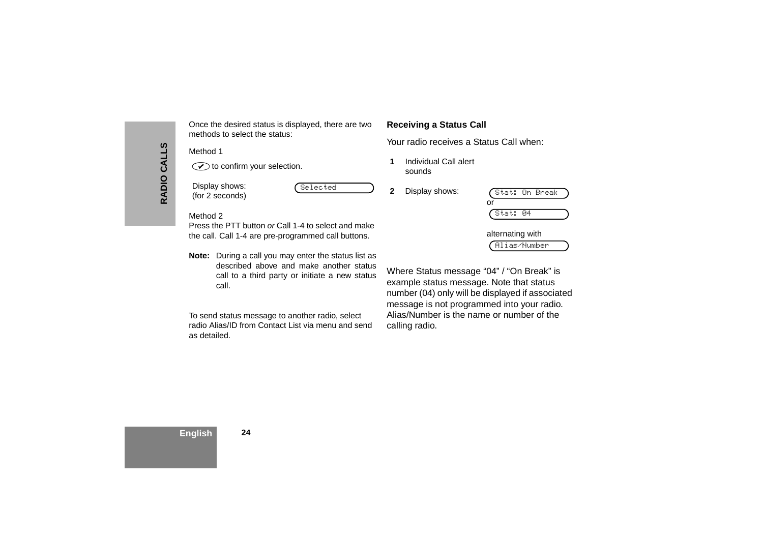Once the desired status is displayed, there are two methods to select the status:

Method 1

✔ to confirm your selection.

Display shows: (for 2 seconds) `Selected`

Method 2
Press the PTT button *or* Call 1-4 to select and make the call. Call 1-4 are pre-programmed call buttons.

**Note:** During a call you may enter the status list as described above and make another status call to a third party or initiate a new status call.

To send status message to another radio, select radio Alias/ID from Contact List via menu and send as detailed.

### Receiving a Status Call

Your radio receives a Status Call when:

1. Individual Call alert sounds
2. Display shows: `Stat: On Break` or `Stat: 04` alternating with `Alias/Number`

Where Status message “04” / “On Break” is example status message. Note that status number (04) only will be displayed if associated message is not programmed into your radio. Alias/Number is the name or number of the calling radio.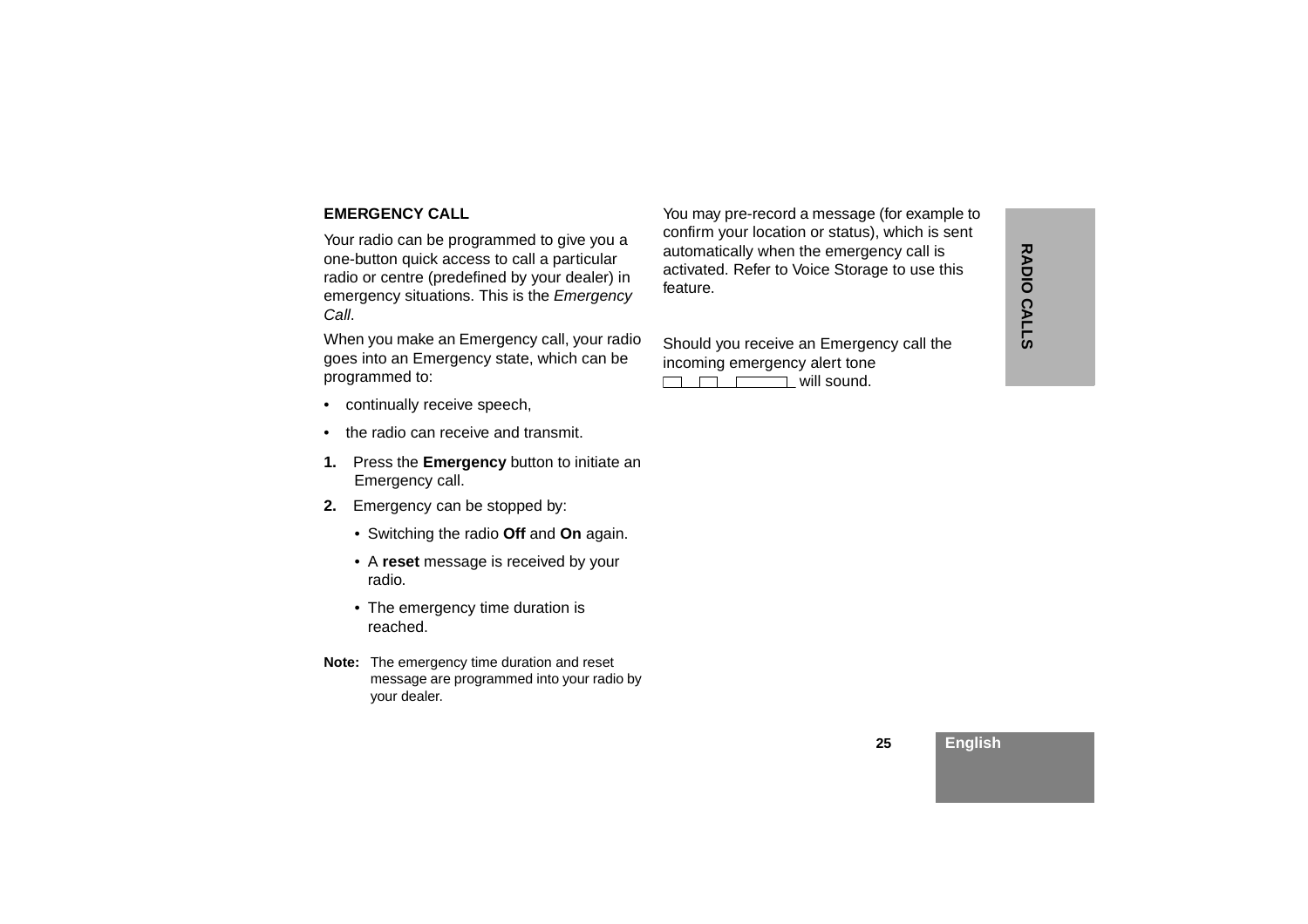### EMERGENCY CALL

Your radio can be programmed to give you a one-button quick access to call a particular radio or centre (predefined by your dealer) in emergency situations. This is the *Emergency Call*.

When you make an Emergency call, your radio goes into an Emergency state, which can be programmed to:

- continually receive speech,
- the radio can receive and transmit.

1. Press the **Emergency** button to initiate an Emergency call.
2. Emergency can be stopped by:
   - Switching the radio **Off** and **On** again.
   - A **reset** message is received by your radio.
   - The emergency time duration is reached.

**Note:** The emergency time duration and reset message are programmed into your radio by your dealer.

You may pre-record a message (for example to confirm your location or status), which is sent automatically when the emergency call is activated. Refer to Voice Storage to use this feature.

Should you receive an Emergency call the incoming emergency alert tone will sound.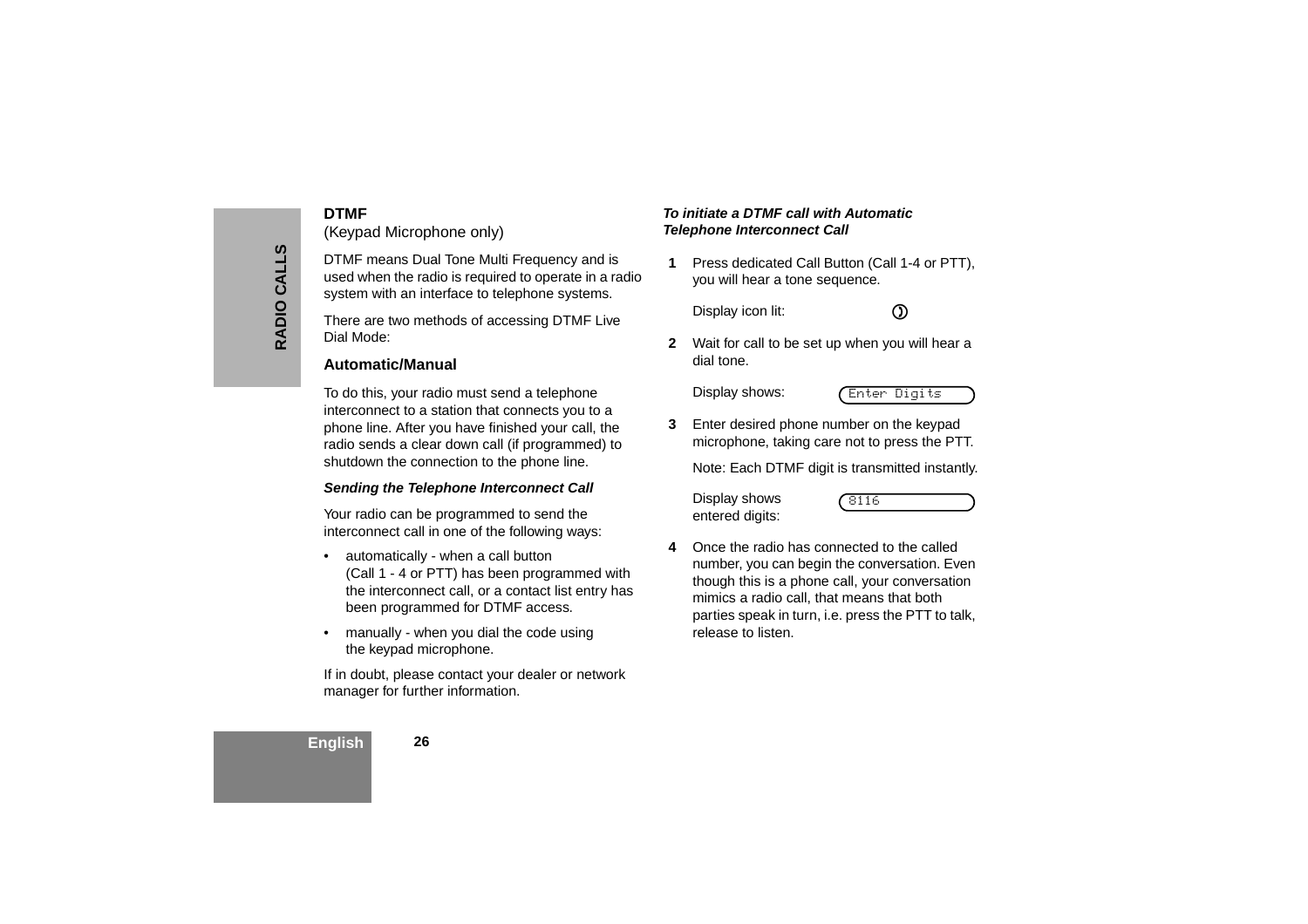## DTMF

(Keypad Microphone only)

DTMF means Dual Tone Multi Frequency and is used when the radio is required to operate in a radio system with an interface to telephone systems.

There are two methods of accessing DTMF Live Dial Mode:

### Automatic/Manual

To do this, your radio must send a telephone interconnect to a station that connects you to a phone line. After you have finished your call, the radio sends a clear down call (if programmed) to shutdown the connection to the phone line.

***Sending the Telephone Interconnect Call***

Your radio can be programmed to send the interconnect call in one of the following ways:

- automatically - when a call button (Call 1 - 4 or PTT) has been programmed with the interconnect call, or a contact list entry has been programmed for DTMF access.
- manually - when you dial the code using the keypad microphone.

If in doubt, please contact your dealer or network manager for further information.

***To initiate a DTMF call with Automatic Telephone Interconnect Call***

**1** Press dedicated Call Button (Call 1-4 or PTT), you will hear a tone sequence.

Display icon lit:

**2** Wait for call to be set up when you will hear a dial tone.

Display shows: `Enter Digits`

**3** Enter desired phone number on the keypad microphone, taking care not to press the PTT.

Note: Each DTMF digit is transmitted instantly.

Display shows entered digits: `8116`

**4** Once the radio has connected to the called number, you can begin the conversation. Even though this is a phone call, your conversation mimics a radio call, that means that both parties speak in turn, i.e. press the PTT to talk, release to listen.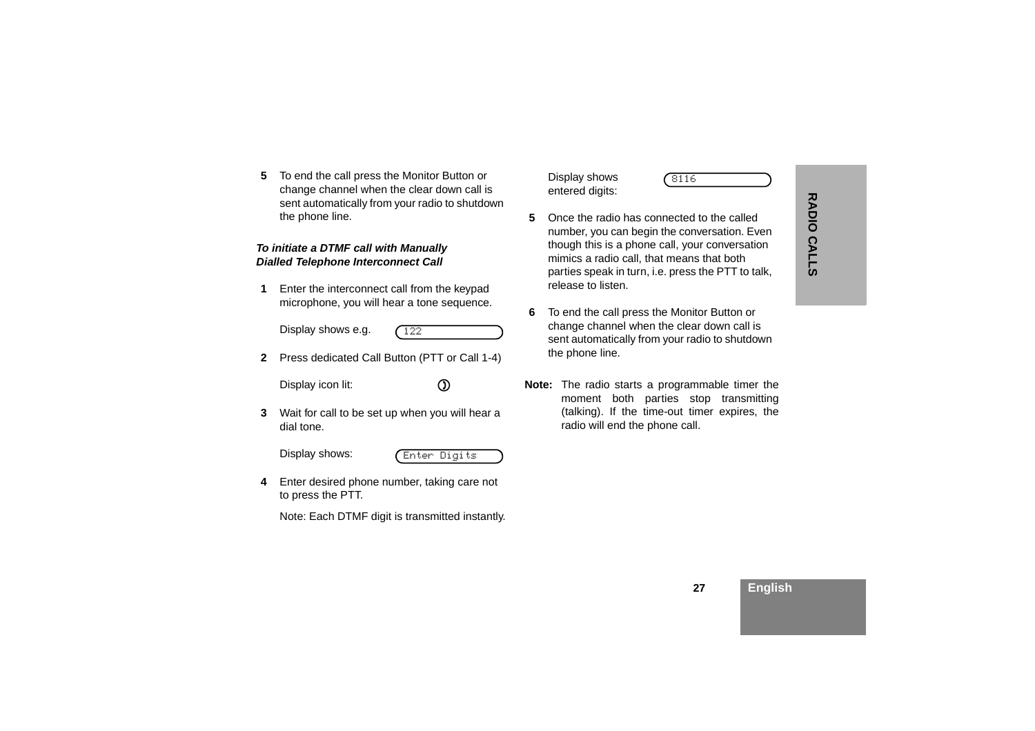5 To end the call press the Monitor Button or change channel when the clear down call is sent automatically from your radio to shutdown the phone line.

***To initiate a DTMF call with Manually Dialled Telephone Interconnect Call***

1 Enter the interconnect call from the keypad microphone, you will hear a tone sequence.

   Display shows e.g. `122`

2 Press dedicated Call Button (PTT or Call 1-4)

   Display icon lit:

3 Wait for call to be set up when you will hear a dial tone.

   Display shows: `Enter Digits`

4 Enter desired phone number, taking care not to press the PTT.

   Note: Each DTMF digit is transmitted instantly.

   Display shows entered digits: `8116`

5 Once the radio has connected to the called number, you can begin the conversation. Even though this is a phone call, your conversation mimics a radio call, that means that both parties speak in turn, i.e. press the PTT to talk, release to listen.

6 To end the call press the Monitor Button or change channel when the clear down call is sent automatically from your radio to shutdown the phone line.

**Note:** The radio starts a programmable timer the moment both parties stop transmitting (talking). If the time-out timer expires, the radio will end the phone call.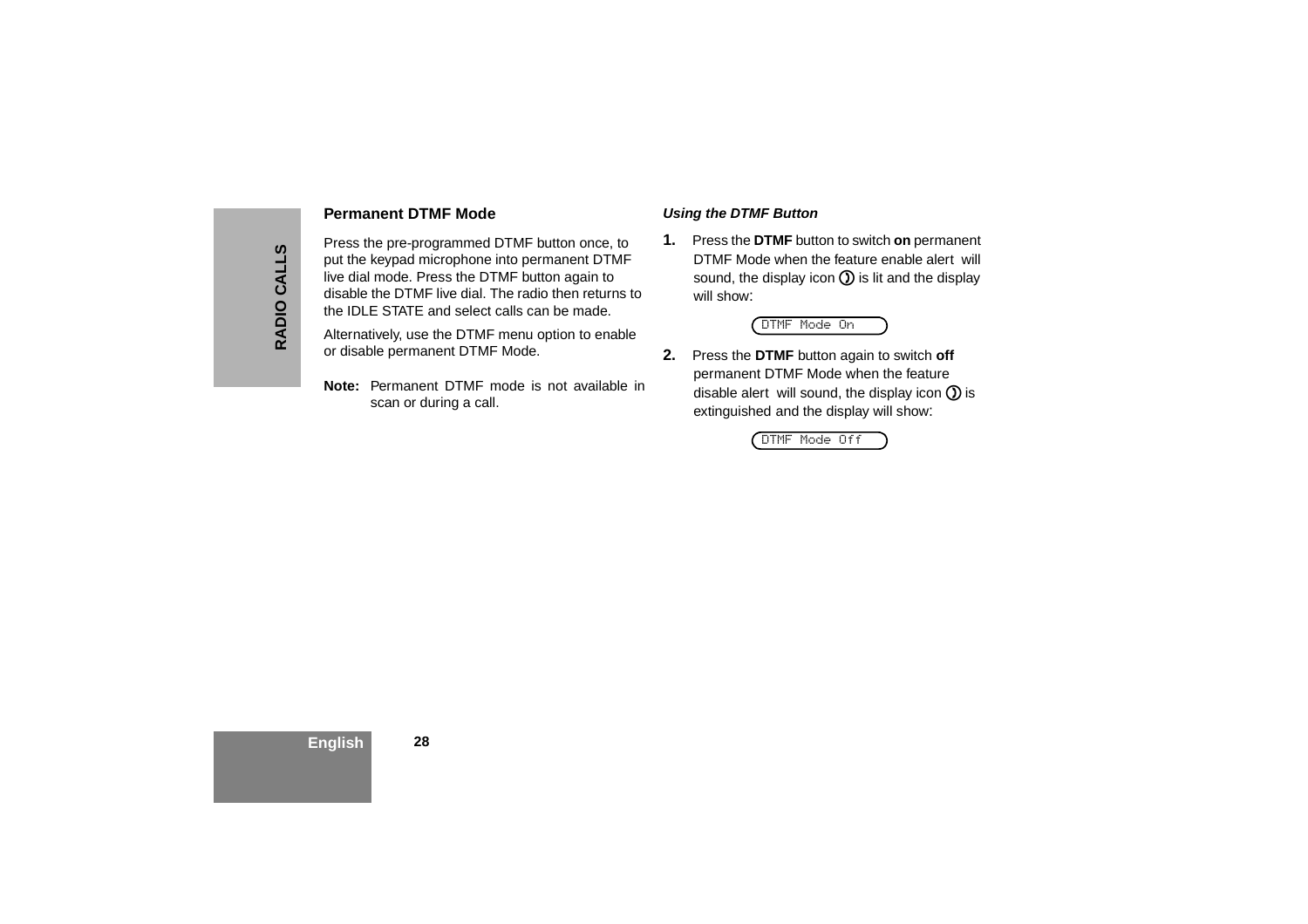## Permanent DTMF Mode

Press the pre-programmed DTMF button once, to put the keypad microphone into permanent DTMF live dial mode. Press the DTMF button again to disable the DTMF live dial. The radio then returns to the IDLE STATE and select calls can be made.

Alternatively, use the DTMF menu option to enable or disable permanent DTMF Mode.

**Note:** Permanent DTMF mode is not available in scan or during a call.

### *Using the DTMF Button*

1. Press the **DTMF** button to switch **on** permanent DTMF Mode when the feature enable alert will sound, the display icon ◐ is lit and the display will show:

   `DTMF Mode On`

2. Press the **DTMF** button again to switch **off** permanent DTMF Mode when the feature disable alert will sound, the display icon ◐ is extinguished and the display will show:

   `DTMF Mode Off`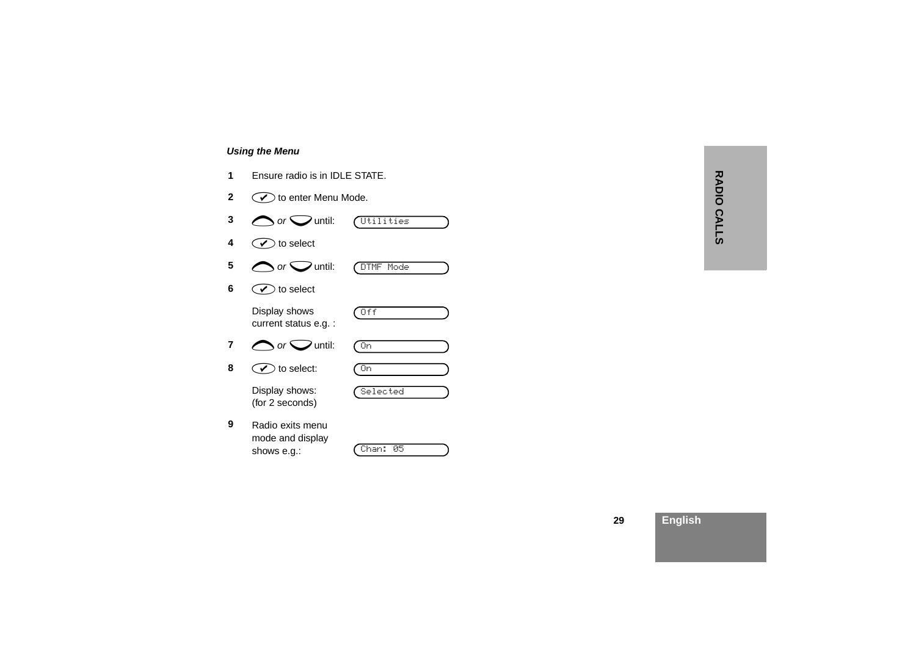***Using the Menu***

1. Ensure radio is in IDLE STATE.
2. ✔ to enter Menu Mode.
3. ⌃ *or* ⌄ until: `Utilities`
4. ✔ to select
5. ⌃ *or* ⌄ until: `DTMF Mode`
6. ✔ to select

   Display shows current status e.g. : `Off`
7. ⌃ *or* ⌄ until: `On`
8. ✔ to select: `On`

   Display shows: (for 2 seconds) `Selected`
9. Radio exits menu mode and display shows e.g.: `Chan: 05`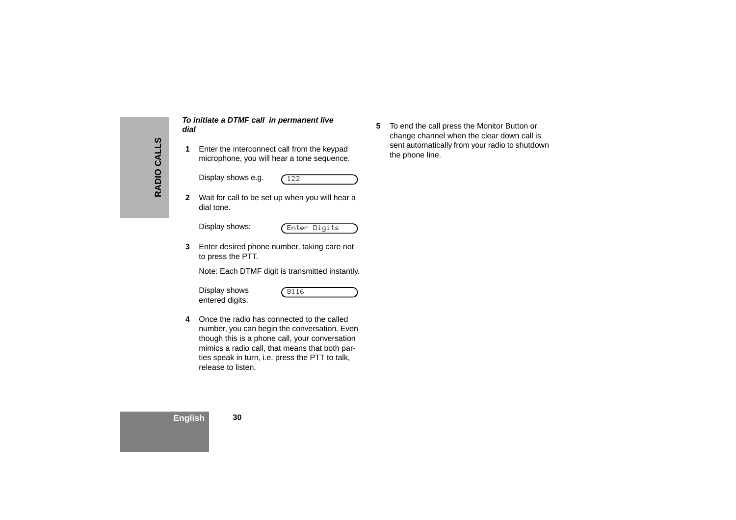***To initiate a DTMF call in permanent live dial***

**1** Enter the interconnect call from the keypad microphone, you will hear a tone sequence.

Display shows e.g. `122`

**2** Wait for call to be set up when you will hear a dial tone.

Display shows: `Enter Digits`

**3** Enter desired phone number, taking care not to press the PTT.

Note: Each DTMF digit is transmitted instantly.

Display shows entered digits: `8116`

**4** Once the radio has connected to the called number, you can begin the conversation. Even though this is a phone call, your conversation mimics a radio call, that means that both parties speak in turn, i.e. press the PTT to talk, release to listen.

**5** To end the call press the Monitor Button or change channel when the clear down call is sent automatically from your radio to shutdown the phone line.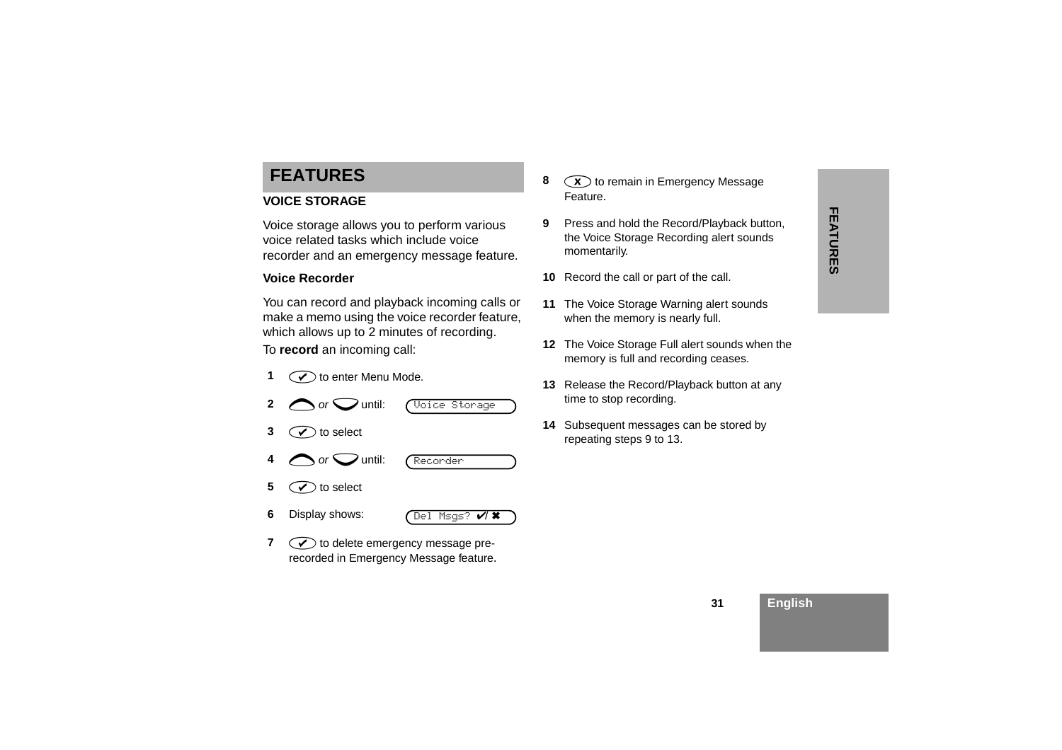# FEATURES

## VOICE STORAGE

Voice storage allows you to perform various voice related tasks which include voice recorder and an emergency message feature.

### Voice Recorder

You can record and playback incoming calls or make a memo using the voice recorder feature, which allows up to 2 minutes of recording.

To **record** an incoming call:

1. ✔ to enter Menu Mode.
2. ⌒ *or* ⌣ until: `Voice Storage`
3. ✔ to select
4. ⌒ *or* ⌣ until: `Recorder`
5. ✔ to select
6. Display shows: `Del Msgs? ✔/✖`
7. ✔ to delete emergency message pre-recorded in Emergency Message feature.
8. ✖ to remain in Emergency Message Feature.
9. Press and hold the Record/Playback button, the Voice Storage Recording alert sounds momentarily.
10. Record the call or part of the call.
11. The Voice Storage Warning alert sounds when the memory is nearly full.
12. The Voice Storage Full alert sounds when the memory is full and recording ceases.
13. Release the Record/Playback button at any time to stop recording.
14. Subsequent messages can be stored by repeating steps 9 to 13.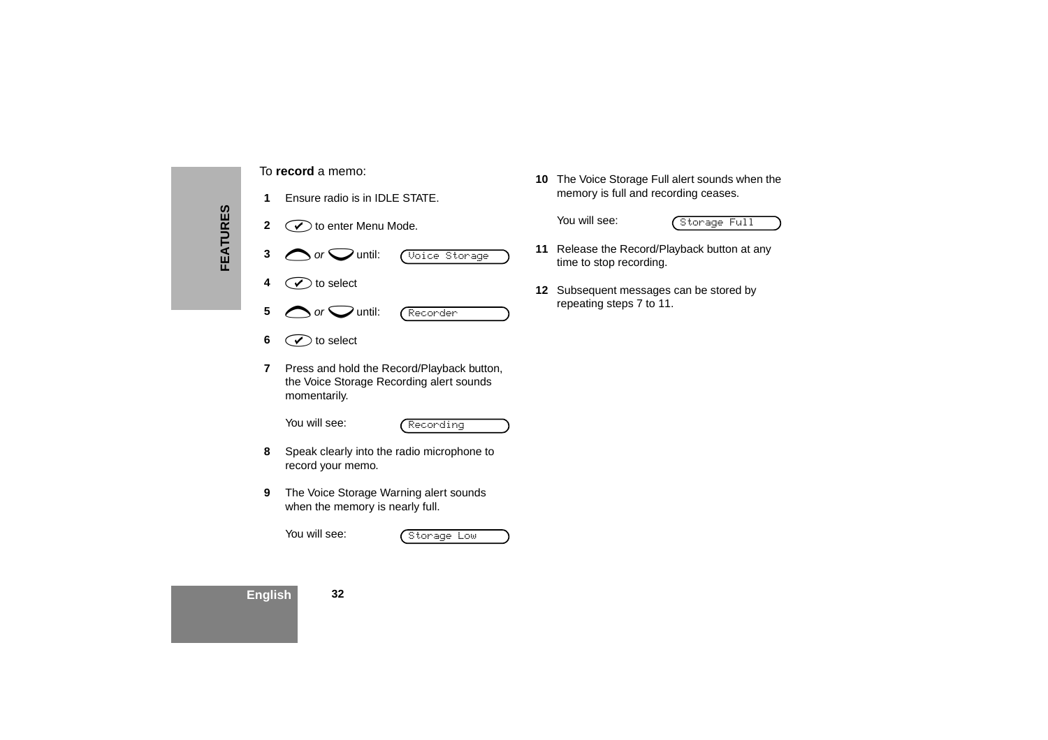To **record** a memo:

1. Ensure radio is in IDLE STATE.
2. ✔ to enter Menu Mode.
3. ⌃ *or* ⌄ until: `Voice Storage`
4. ✔ to select
5. ⌃ *or* ⌄ until: `Recorder`
6. ✔ to select
7. Press and hold the Record/Playback button, the Voice Storage Recording alert sounds momentarily.

   You will see: `Recording`

8. Speak clearly into the radio microphone to record your memo.
9. The Voice Storage Warning alert sounds when the memory is nearly full.

   You will see: `Storage Low`

10. The Voice Storage Full alert sounds when the memory is full and recording ceases.

    You will see: `Storage Full`

11. Release the Record/Playback button at any time to stop recording.
12. Subsequent messages can be stored by repeating steps 7 to 11.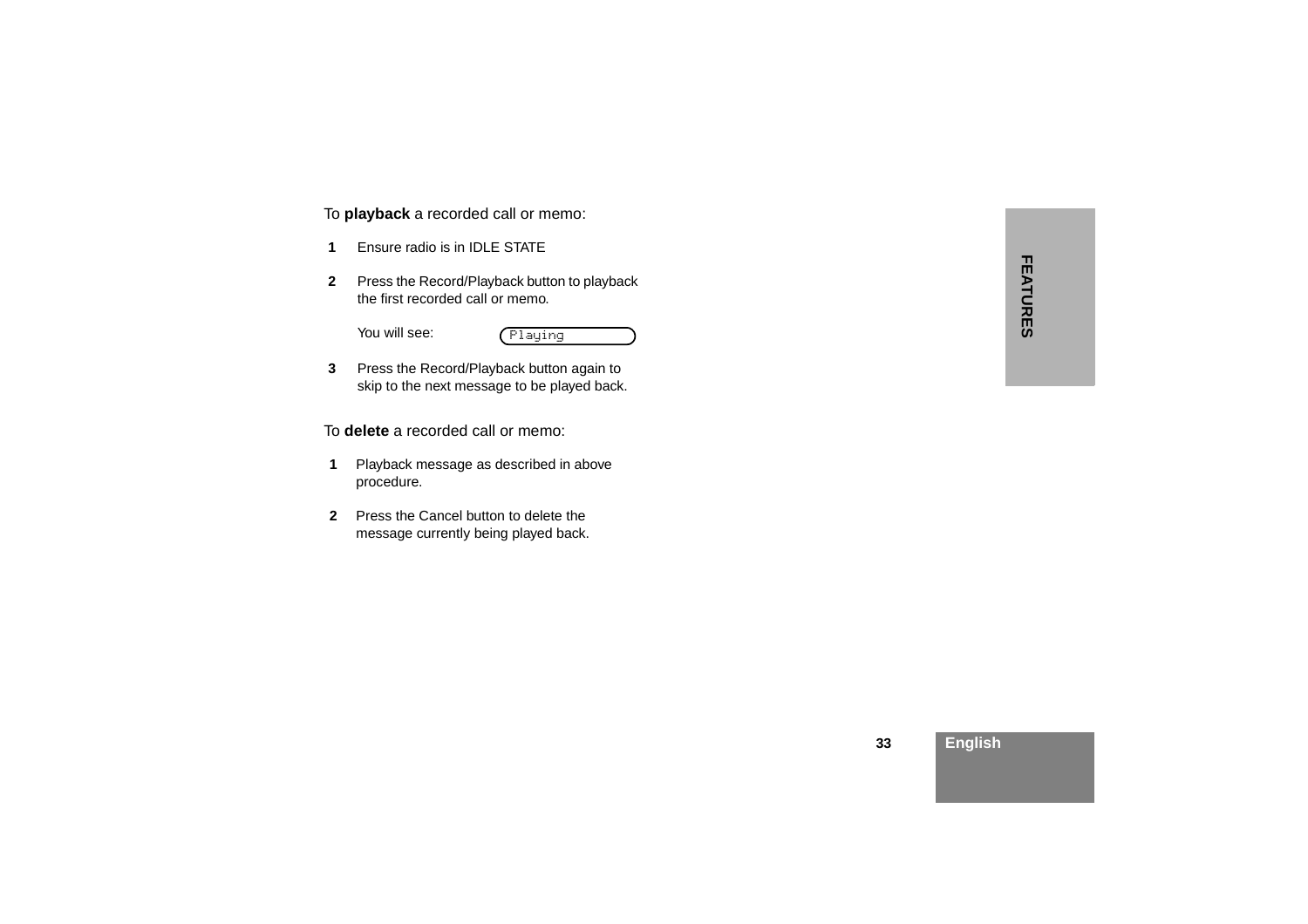To **playback** a recorded call or memo:

1. Ensure radio is in IDLE STATE
2. Press the Record/Playback button to playback the first recorded call or memo.

   You will see: `Playing`

3. Press the Record/Playback button again to skip to the next message to be played back.

To **delete** a recorded call or memo:

1. Playback message as described in above procedure.
2. Press the Cancel button to delete the message currently being played back.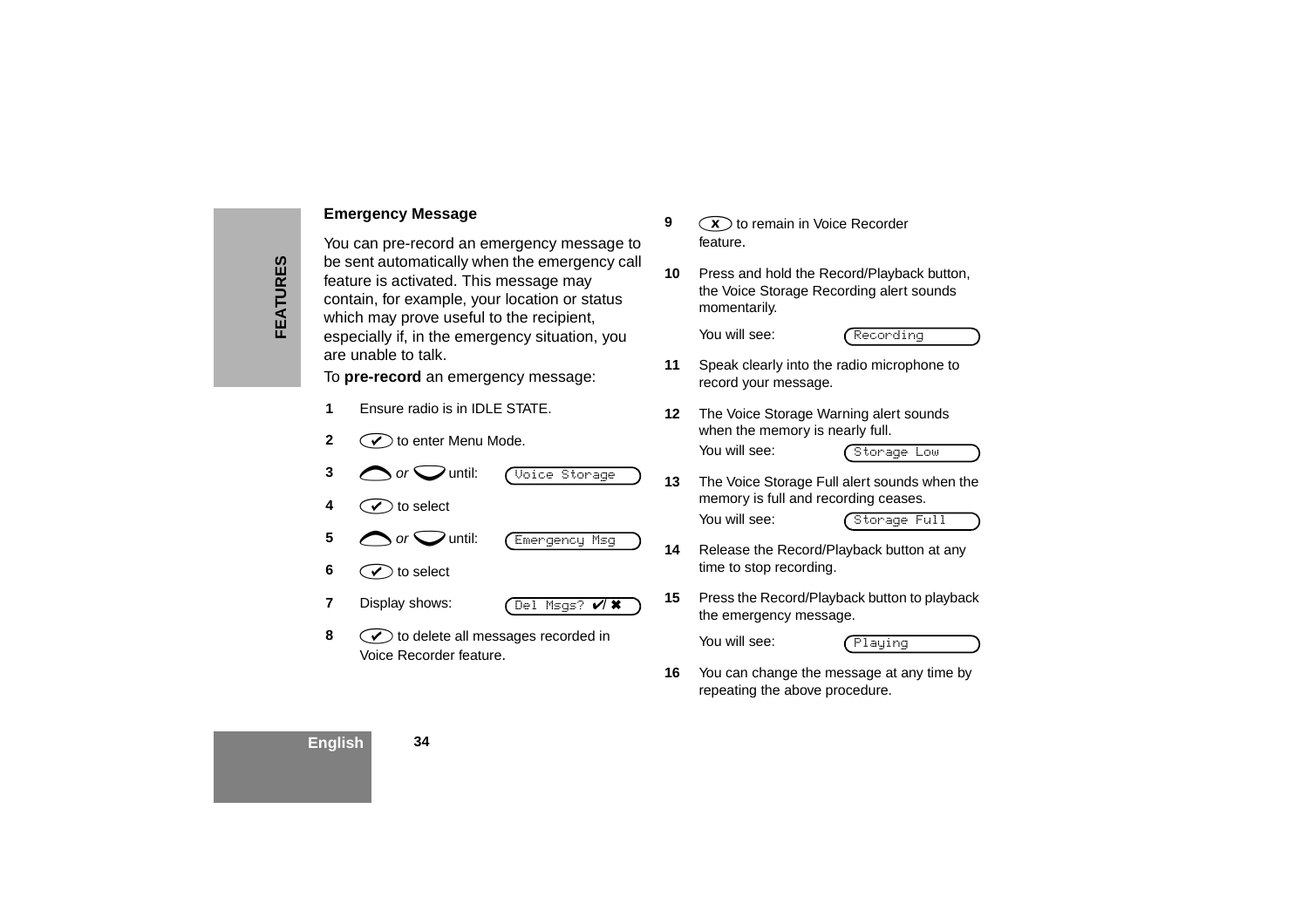### Emergency Message

You can pre-record an emergency message to be sent automatically when the emergency call feature is activated. This message may contain, for example, your location or status which may prove useful to the recipient, especially if, in the emergency situation, you are unable to talk.

To **pre-record** an emergency message:

1. Ensure radio is in IDLE STATE.
2. ✔ to enter Menu Mode.
3. ︿ *or* ﹀ until: `Voice Storage`
4. ✔ to select
5. ︿ *or* ﹀ until: `Emergency Msg`
6. ✔ to select
7. Display shows: `Del Msgs? ✔/✖`
8. ✔ to delete all messages recorded in Voice Recorder feature.
9. ✖ to remain in Voice Recorder feature.
10. Press and hold the Record/Playback button, the Voice Storage Recording alert sounds momentarily.

    You will see: `Recording`
11. Speak clearly into the radio microphone to record your message.
12. The Voice Storage Warning alert sounds when the memory is nearly full.

    You will see: `Storage Low`
13. The Voice Storage Full alert sounds when the memory is full and recording ceases.

    You will see: `Storage Full`
14. Release the Record/Playback button at any time to stop recording.
15. Press the Record/Playback button to playback the emergency message.

    You will see: `Playing`
16. You can change the message at any time by repeating the above procedure.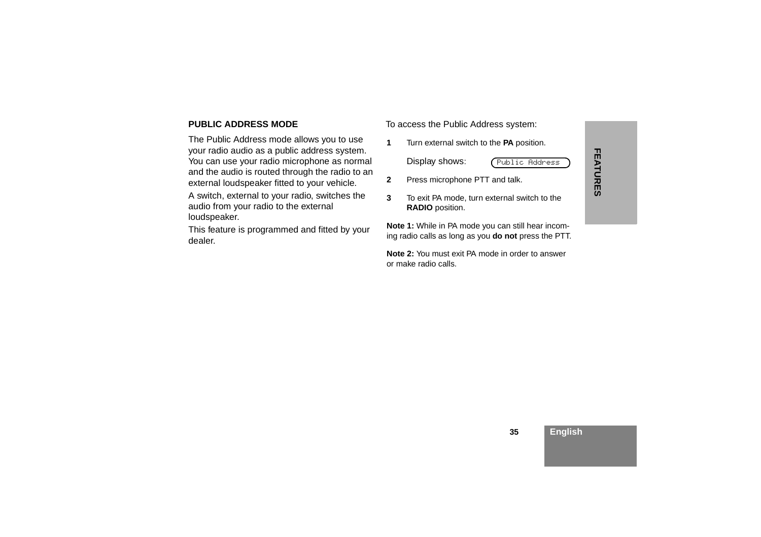## PUBLIC ADDRESS MODE

The Public Address mode allows you to use your radio audio as a public address system. You can use your radio microphone as normal and the audio is routed through the radio to an external loudspeaker fitted to your vehicle.

A switch, external to your radio, switches the audio from your radio to the external loudspeaker.

This feature is programmed and fitted by your dealer.

To access the Public Address system:

1. Turn external switch to the **PA** position.

   Display shows: `Public Address`

2. Press microphone PTT and talk.
3. To exit PA mode, turn external switch to the **RADIO** position.

**Note 1:** While in PA mode you can still hear incoming radio calls as long as you **do not** press the PTT.

**Note 2:** You must exit PA mode in order to answer or make radio calls.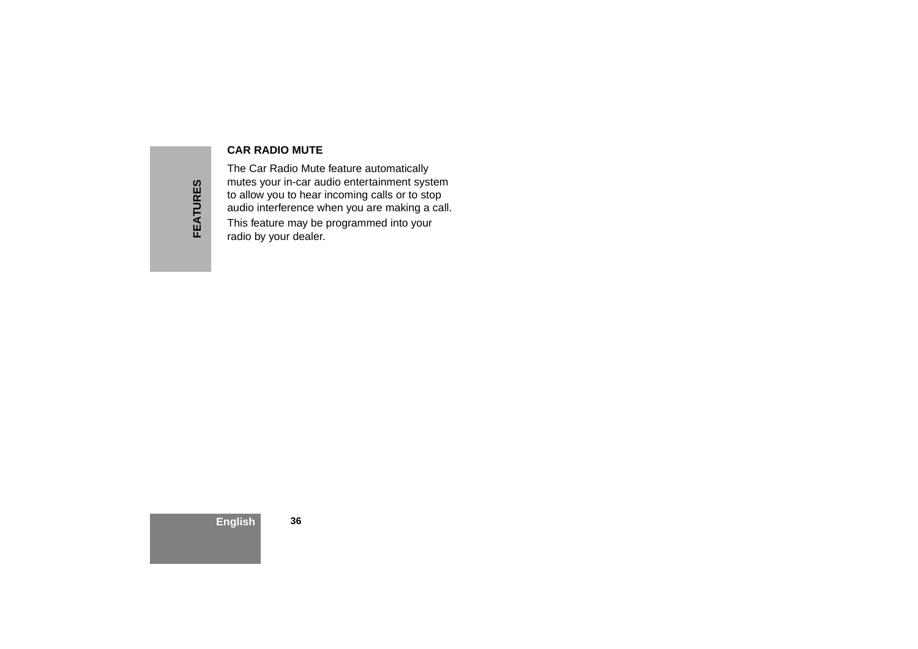## CAR RADIO MUTE

The Car Radio Mute feature automatically mutes your in-car audio entertainment system to allow you to hear incoming calls or to stop audio interference when you are making a call.

This feature may be programmed into your radio by your dealer.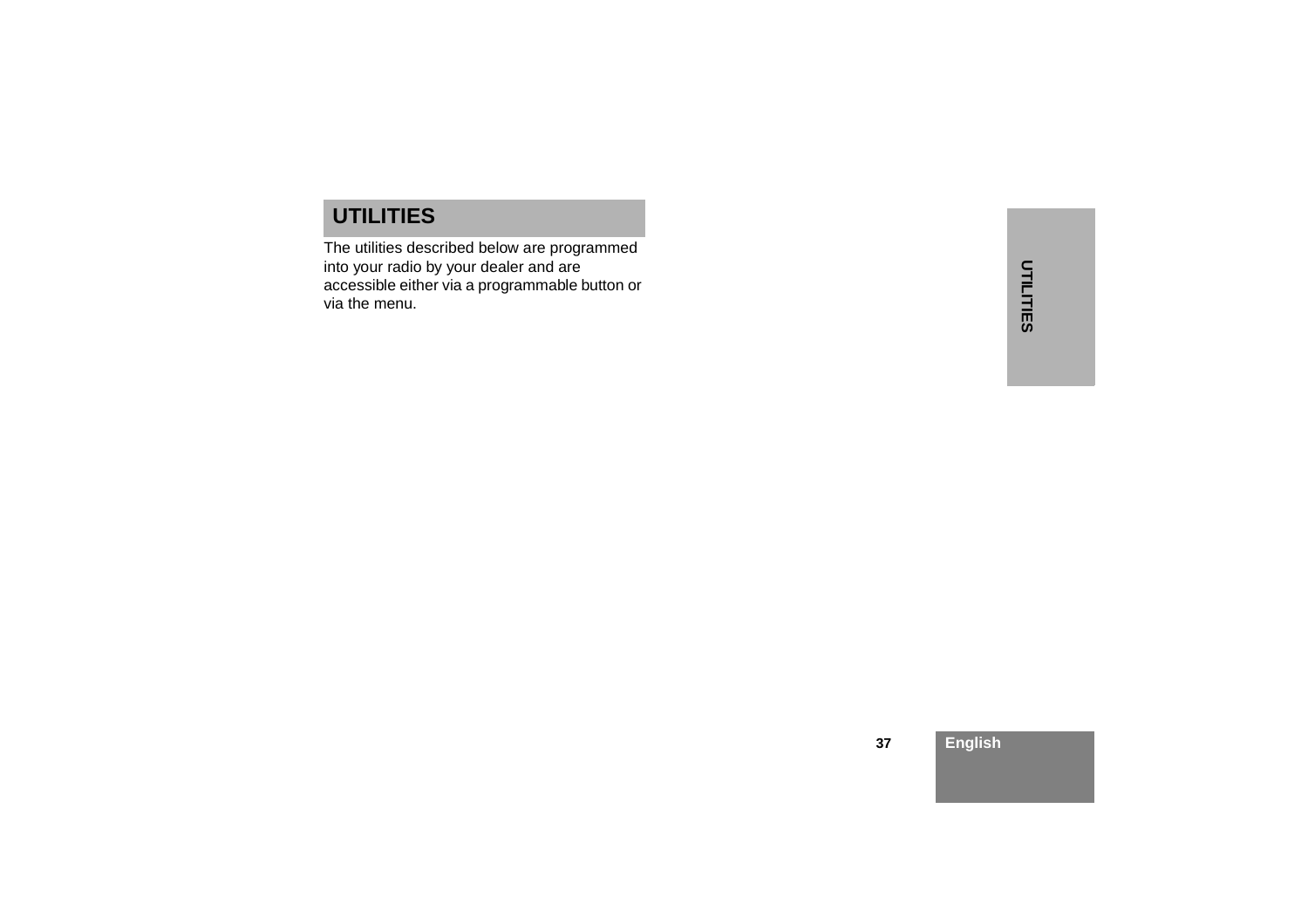# UTILITIES

The utilities described below are programmed into your radio by your dealer and are accessible either via a programmable button or via the menu.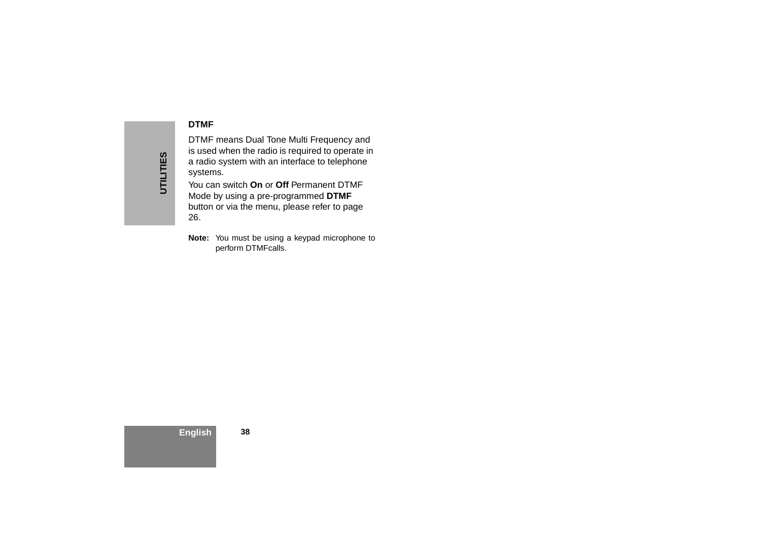## DTMF

DTMF means Dual Tone Multi Frequency and is used when the radio is required to operate in a radio system with an interface to telephone systems.

You can switch **On** or **Off** Permanent DTMF Mode by using a pre-programmed **DTMF** button or via the menu, please refer to page 26.

**Note:** You must be using a keypad microphone to perform DTMFcalls.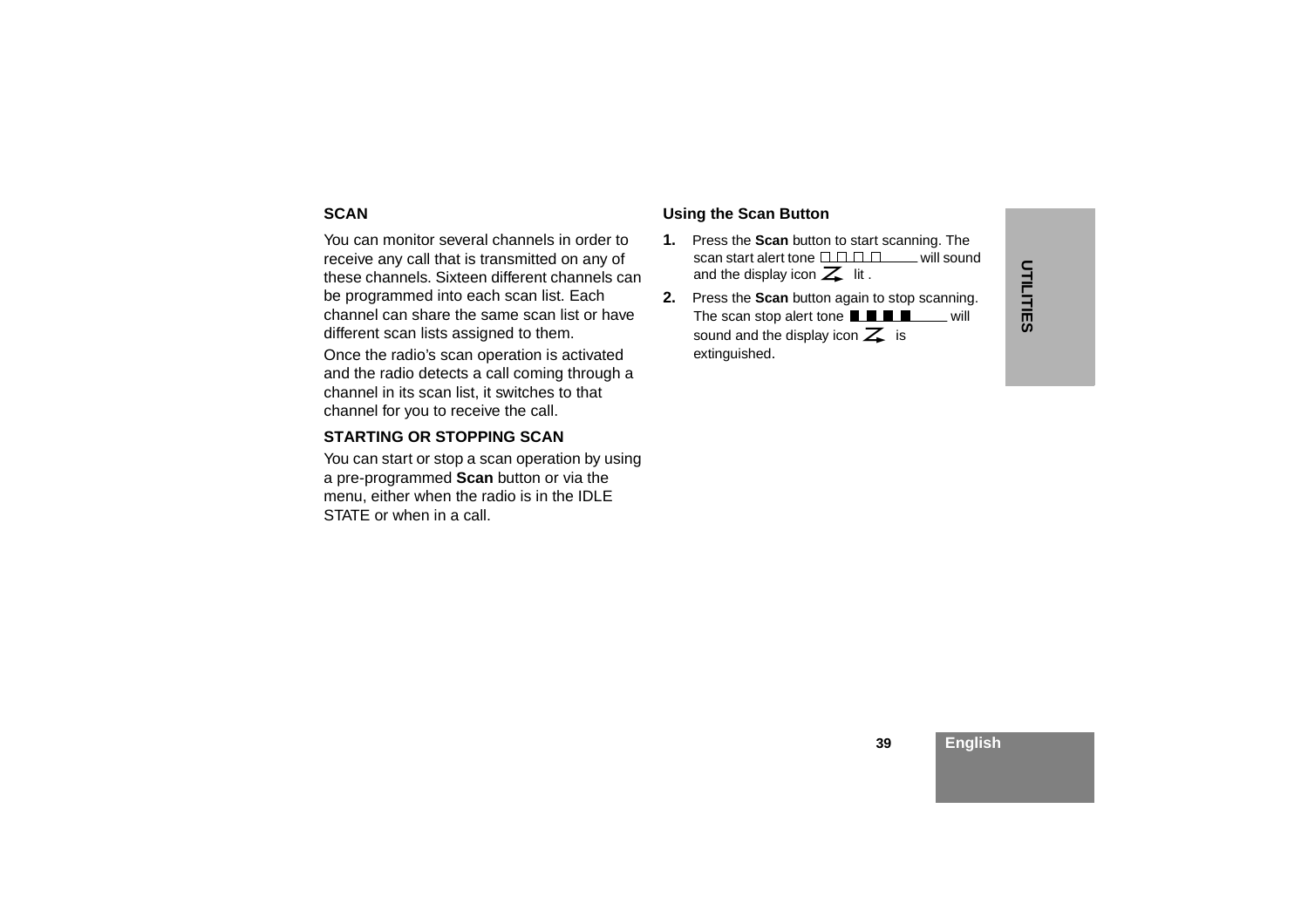## SCAN

You can monitor several channels in order to receive any call that is transmitted on any of these channels. Sixteen different channels can be programmed into each scan list. Each channel can share the same scan list or have different scan lists assigned to them.

Once the radio's scan operation is activated and the radio detects a call coming through a channel in its scan list, it switches to that channel for you to receive the call.

## STARTING OR STOPPING SCAN

You can start or stop a scan operation by using a pre-programmed **Scan** button or via the menu, either when the radio is in the IDLE STATE or when in a call.

### Using the Scan Button

1. Press the **Scan** button to start scanning. The scan start alert tone will sound and the display icon lit .
2. Press the **Scan** button again to stop scanning. The scan stop alert tone will sound and the display icon is extinguished.

UTILITIES

English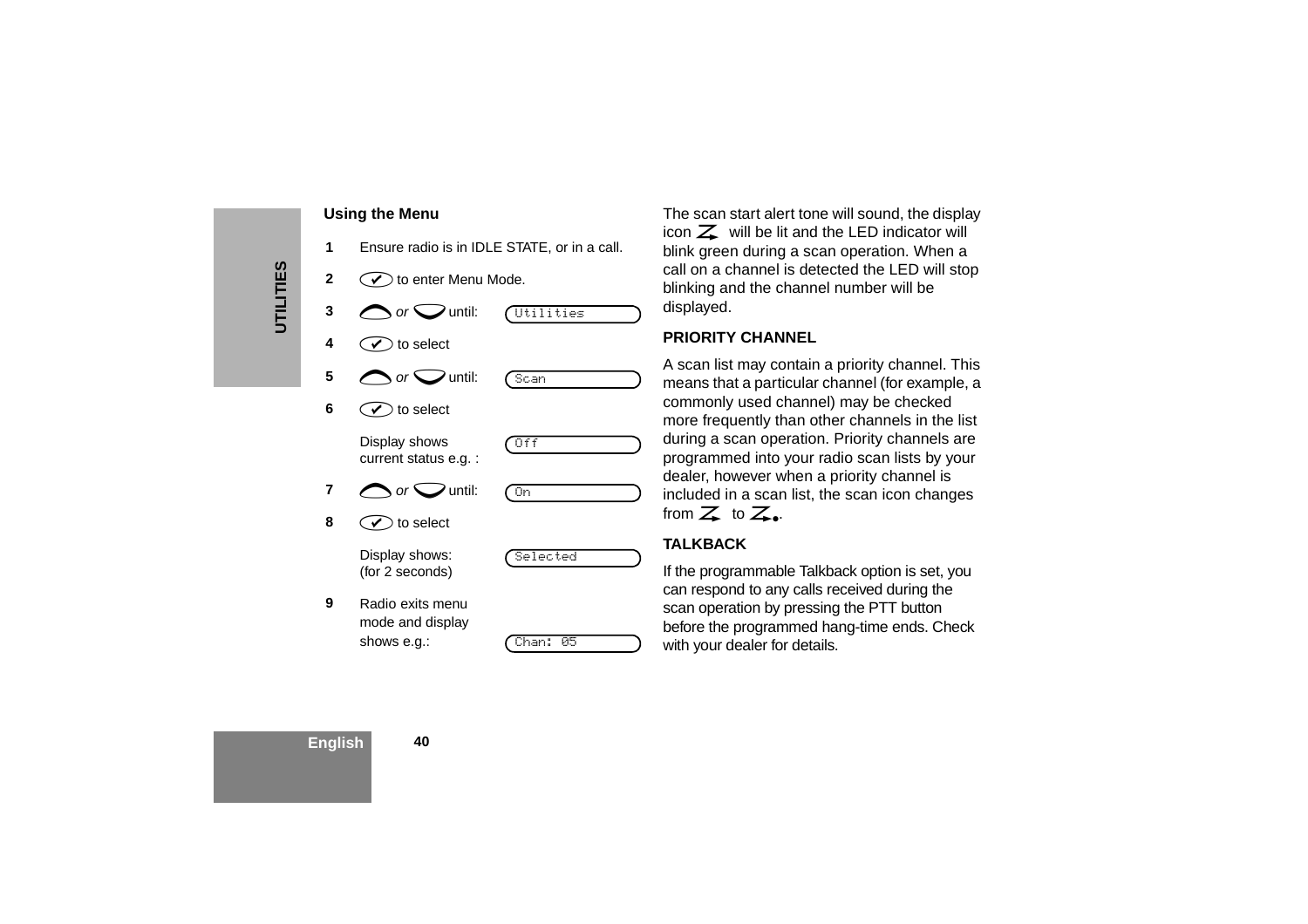### Using the Menu

| Step | Action | Display |
|---|---|---|
| 1 | Ensure radio is in IDLE STATE, or in a call. | |
| 2 | ✔ to enter Menu Mode. | |
| 3 | ⌃ *or* ⌄ until: | Utilities |
| 4 | ✔ to select | |
| 5 | ⌃ *or* ⌄ until: | Scan |
| 6 | ✔ to select | |
| | Display shows current status e.g. : | Off |
| 7 | ⌃ *or* ⌄ until: | On |
| 8 | ✔ to select | |
| | Display shows: (for 2 seconds) | Selected |
| 9 | Radio exits menu mode and display shows e.g.: | Chan: 05 |

The scan start alert tone will sound, the display icon Z will be lit and the LED indicator will blink green during a scan operation. When a call on a channel is detected the LED will stop blinking and the channel number will be displayed.

### PRIORITY CHANNEL

A scan list may contain a priority channel. This means that a particular channel (for example, a commonly used channel) may be checked more frequently than other channels in the list during a scan operation. Priority channels are programmed into your radio scan lists by your dealer, however when a priority channel is included in a scan list, the scan icon changes from Z to Z•.

### TALKBACK

If the programmable Talkback option is set, you can respond to any calls received during the scan operation by pressing the PTT button before the programmed hang-time ends. Check with your dealer for details.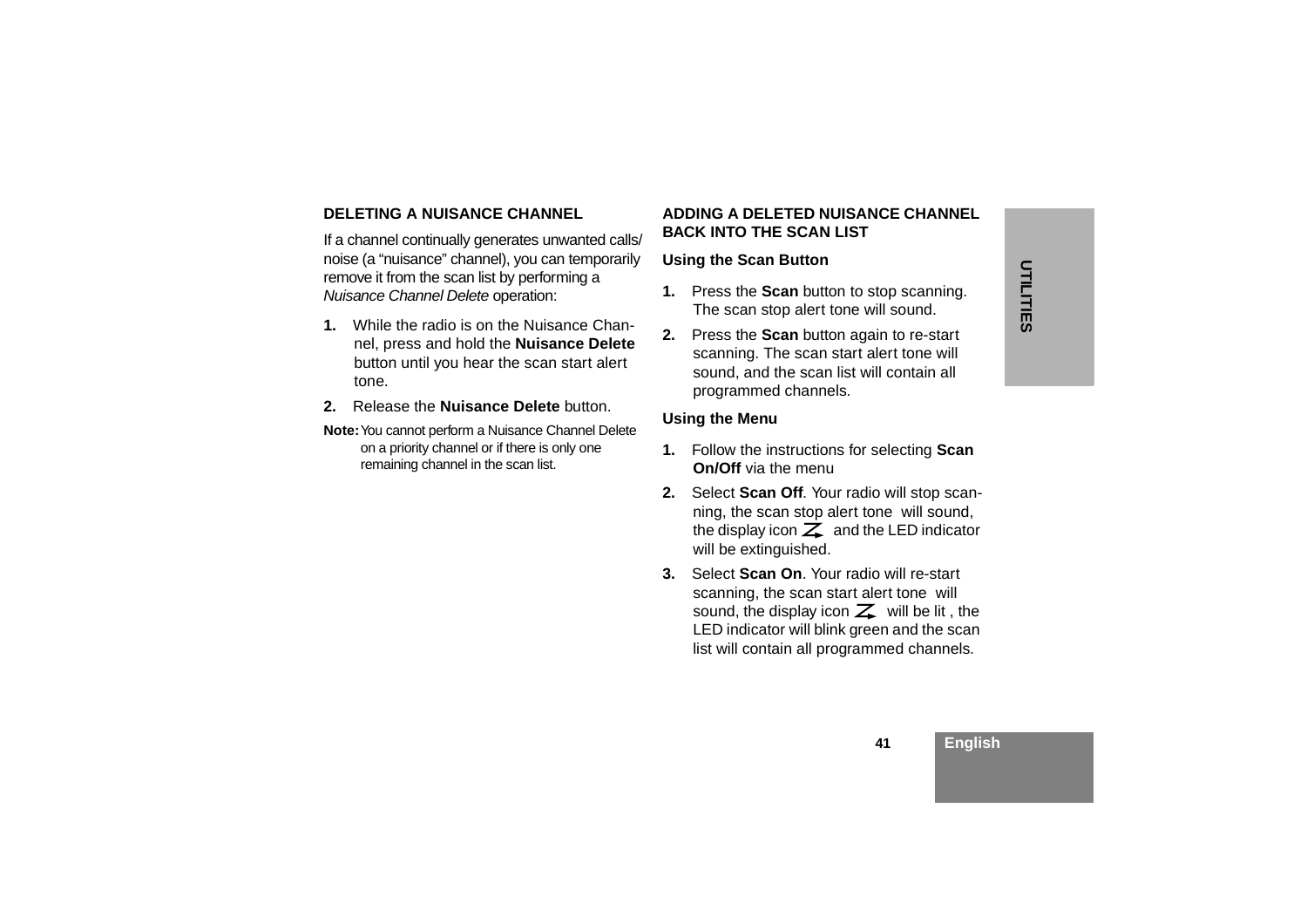## DELETING A NUISANCE CHANNEL

If a channel continually generates unwanted calls/ noise (a “nuisance” channel), you can temporarily remove it from the scan list by performing a *Nuisance Channel Delete* operation:

1. While the radio is on the Nuisance Channel, press and hold the **Nuisance Delete** button until you hear the scan start alert tone.
2. Release the **Nuisance Delete** button.

**Note:** You cannot perform a Nuisance Channel Delete on a priority channel or if there is only one remaining channel in the scan list.

## ADDING A DELETED NUISANCE CHANNEL BACK INTO THE SCAN LIST

### Using the Scan Button

1. Press the **Scan** button to stop scanning. The scan stop alert tone will sound.
2. Press the **Scan** button again to re-start scanning. The scan start alert tone will sound, and the scan list will contain all programmed channels.

### Using the Menu

1. Follow the instructions for selecting **Scan On/Off** via the menu
2. Select **Scan Off**. Your radio will stop scanning, the scan stop alert tone will sound, the display icon and the LED indicator will be extinguished.
3. Select **Scan On**. Your radio will re-start scanning, the scan start alert tone will sound, the display icon will be lit , the LED indicator will blink green and the scan list will contain all programmed channels.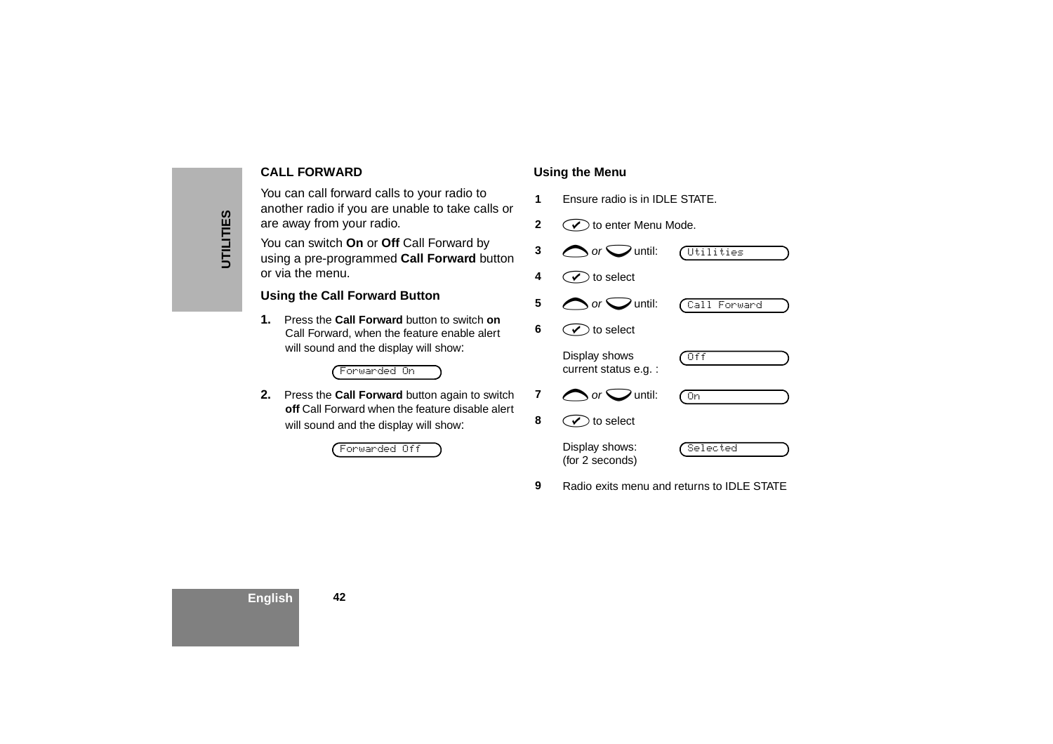## CALL FORWARD

You can call forward calls to your radio to another radio if you are unable to take calls or are away from your radio.

You can switch **On** or **Off** Call Forward by using a pre-programmed **Call Forward** button or via the menu.

### Using the Call Forward Button

1. Press the **Call Forward** button to switch **on** Call Forward, when the feature enable alert will sound and the display will show:

   `Forwarded On`

2. Press the **Call Forward** button again to switch **off** Call Forward when the feature disable alert will sound and the display will show:

   `Forwarded Off`

### Using the Menu

1. Ensure radio is in IDLE STATE.
2. ✔ to enter Menu Mode.
3. ︿ *or* ﹀ until: `Utilities`
4. ✔ to select
5. ︿ *or* ﹀ until: `Call Forward`
6. ✔ to select

   Display shows current status e.g. : `Off`
7. ︿ *or* ﹀ until: `On`
8. ✔ to select

   Display shows: (for 2 seconds) `Selected`
9. Radio exits menu and returns to IDLE STATE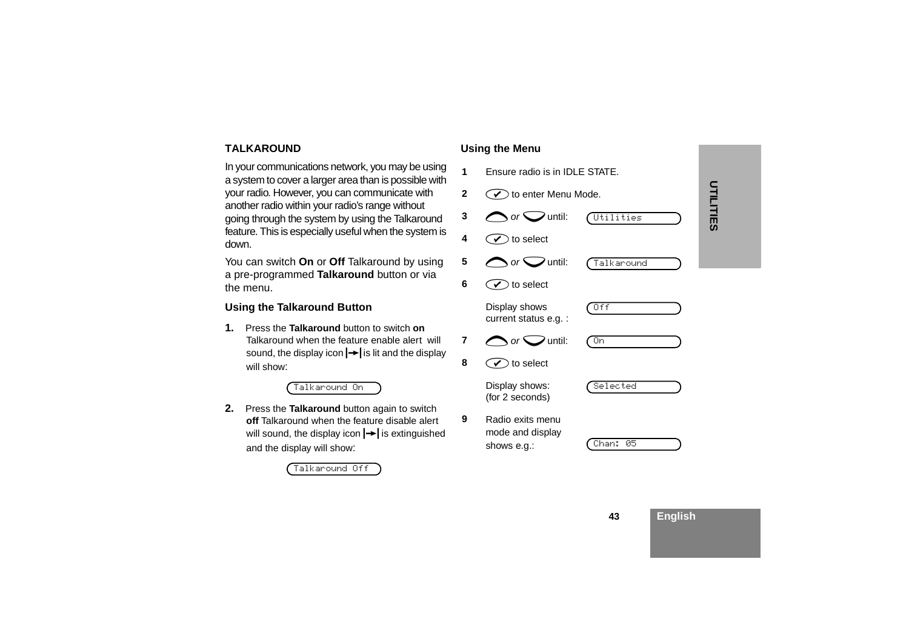## TALKAROUND

In your communications network, you may be using a system to cover a larger area than is possible with your radio. However, you can communicate with another radio within your radio's range without going through the system by using the Talkaround feature. This is especially useful when the system is down.

You can switch **On** or **Off** Talkaround by using a pre-programmed **Talkaround** button or via the menu.

### Using the Talkaround Button

1. Press the **Talkaround** button to switch **on** Talkaround when the feature enable alert will sound, the display icon |→| is lit and the display will show:

   `Talkaround On`

2. Press the **Talkaround** button again to switch **off** Talkaround when the feature disable alert will sound, the display icon |→| is extinguished and the display will show:

   `Talkaround Off`

### Using the Menu

| | | |
|---|---|---|
| 1 | Ensure radio is in IDLE STATE. | |
| 2 | ✔ to enter Menu Mode. | |
| 3 | ⌃ *or* ⌄ until: | `Utilities` |
| 4 | ✔ to select | |
| 5 | ⌃ *or* ⌄ until: | `Talkaround` |
| 6 | ✔ to select | |
| | Display shows current status e.g. : | `Off` |
| 7 | ⌃ *or* ⌄ until: | `On` |
| 8 | ✔ to select | |
| | Display shows: (for 2 seconds) | `Selected` |
| 9 | Radio exits menu mode and display shows e.g.: | `Chan: 05` |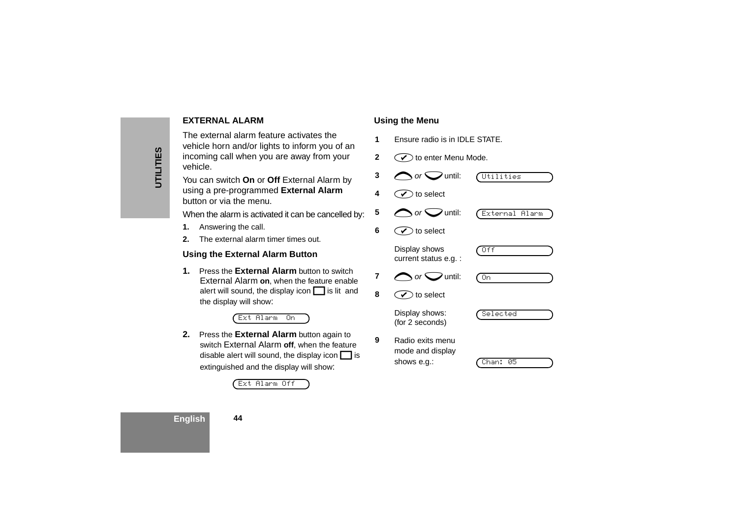## EXTERNAL ALARM

The external alarm feature activates the vehicle horn and/or lights to inform you of an incoming call when you are away from your vehicle.

You can switch **On** or **Off** External Alarm by using a pre-programmed **External Alarm** button or via the menu.

When the alarm is activated it can be cancelled by:

1. Answering the call.
2. The external alarm timer times out.

### Using the External Alarm Button

1. Press the **External Alarm** button to switch External Alarm **on**, when the feature enable alert will sound, the display icon ☐ is lit and the display will show:

   `Ext Alarm On`

2. Press the **External Alarm** button again to switch External Alarm **off**, when the feature disable alert will sound, the display icon ☐ is extinguished and the display will show:

   `Ext Alarm Off`

### Using the Menu

1. Ensure radio is in IDLE STATE.
2. ✔ to enter Menu Mode.
3. ⌃ *or* ⌄ until: `Utilities`
4. ✔ to select
5. ⌃ *or* ⌄ until: `External Alarm`
6. ✔ to select

   Display shows current status e.g. : `Off`
7. ⌃ *or* ⌄ until: `On`
8. ✔ to select

   Display shows: (for 2 seconds) `Selected`
9. Radio exits menu mode and display shows e.g.: `Chan: 05`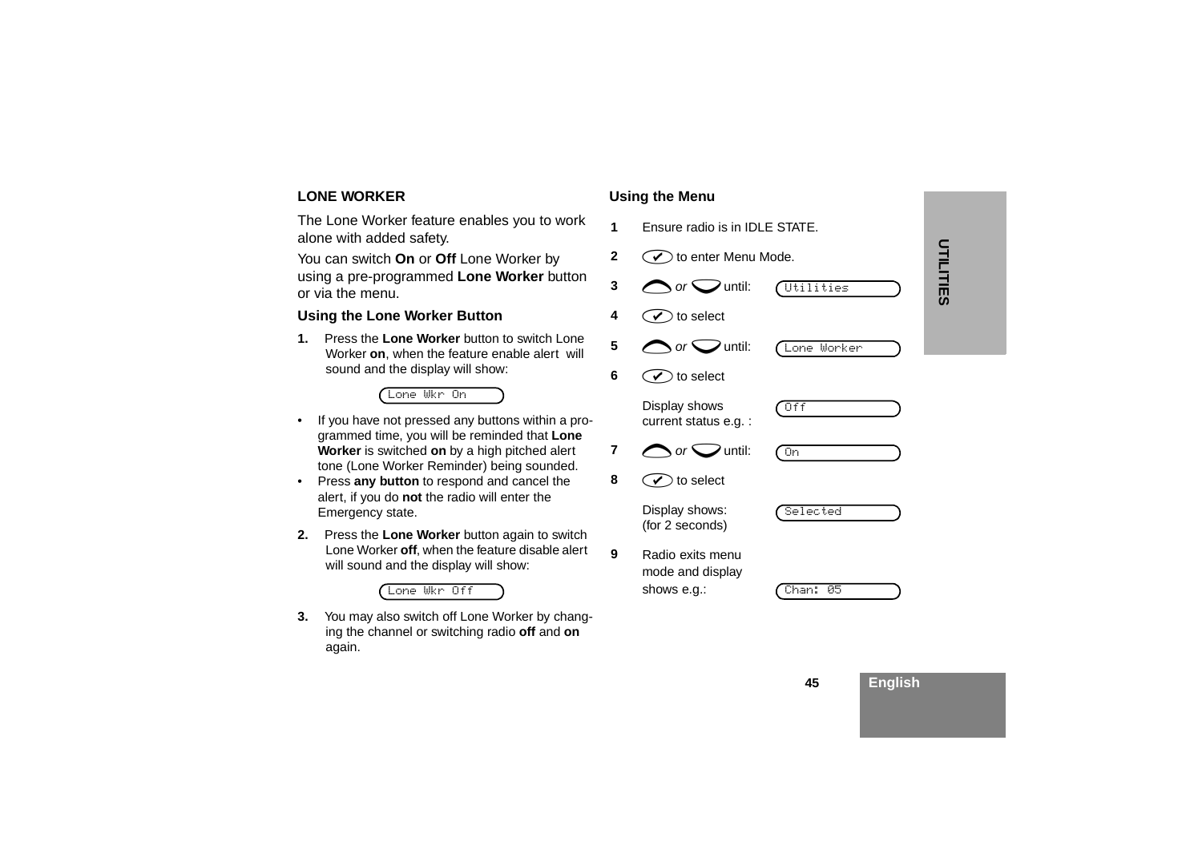## LONE WORKER

The Lone Worker feature enables you to work alone with added safety.

You can switch **On** or **Off** Lone Worker by using a pre-programmed **Lone Worker** button or via the menu.

### Using the Lone Worker Button

1. Press the **Lone Worker** button to switch Lone Worker **on**, when the feature enable alert will sound and the display will show:

   `Lone Wkr On`

- If you have not pressed any buttons within a programmed time, you will be reminded that **Lone Worker** is switched **on** by a high pitched alert tone (Lone Worker Reminder) being sounded.
- Press **any button** to respond and cancel the alert, if you do **not** the radio will enter the Emergency state.

2. Press the **Lone Worker** button again to switch Lone Worker **off**, when the feature disable alert will sound and the display will show:

   `Lone Wkr Off`

3. You may also switch off Lone Worker by changing the channel or switching radio **off** and **on** again.

### Using the Menu

| Step | Action | Display |
|---|---|---|
| 1 | Ensure radio is in IDLE STATE. | |
| 2 | ✔ to enter Menu Mode. | |
| 3 | ︿ *or* ﹀ until: | `Utilities` |
| 4 | ✔ to select | |
| 5 | ︿ *or* ﹀ until: | `Lone Worker` |
| 6 | ✔ to select | |
| | Display shows current status e.g. : | `Off` |
| 7 | ︿ *or* ﹀ until: | `On` |
| 8 | ✔ to select | |
| | Display shows: (for 2 seconds) | `Selected` |
| 9 | Radio exits menu mode and display shows e.g.: | `Chan: 05` |

UTILITIES

English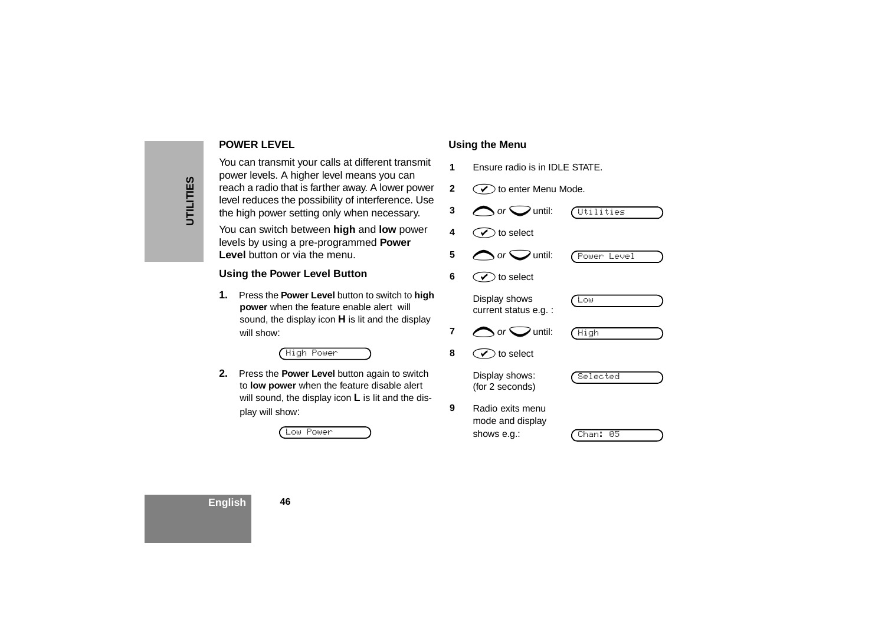## POWER LEVEL

You can transmit your calls at different transmit power levels. A higher level means you can reach a radio that is farther away. A lower power level reduces the possibility of interference. Use the high power setting only when necessary.

You can switch between **high** and **low** power levels by using a pre-programmed **Power Level** button or via the menu.

### Using the Power Level Button

1. Press the **Power Level** button to switch to **high power** when the feature enable alert will sound, the display icon **H** is lit and the display will show:

   `High Power`

2. Press the **Power Level** button again to switch to **low power** when the feature disable alert will sound, the display icon **L** is lit and the display will show:

   `Low Power`

### Using the Menu

| | | |
|---|---|---|
| 1 | Ensure radio is in IDLE STATE. | |
| 2 | ✔ to enter Menu Mode. | |
| 3 | ⌃ *or* ⌄ until: | `Utilities` |
| 4 | ✔ to select | |
| 5 | ⌃ *or* ⌄ until: | `Power Level` |
| 6 | ✔ to select | |
| | Display shows current status e.g. : | `Low` |
| 7 | ⌃ *or* ⌄ until: | `High` |
| 8 | ✔ to select | |
| | Display shows: (for 2 seconds) | `Selected` |
| 9 | Radio exits menu mode and display shows e.g.: | `Chan: 05` |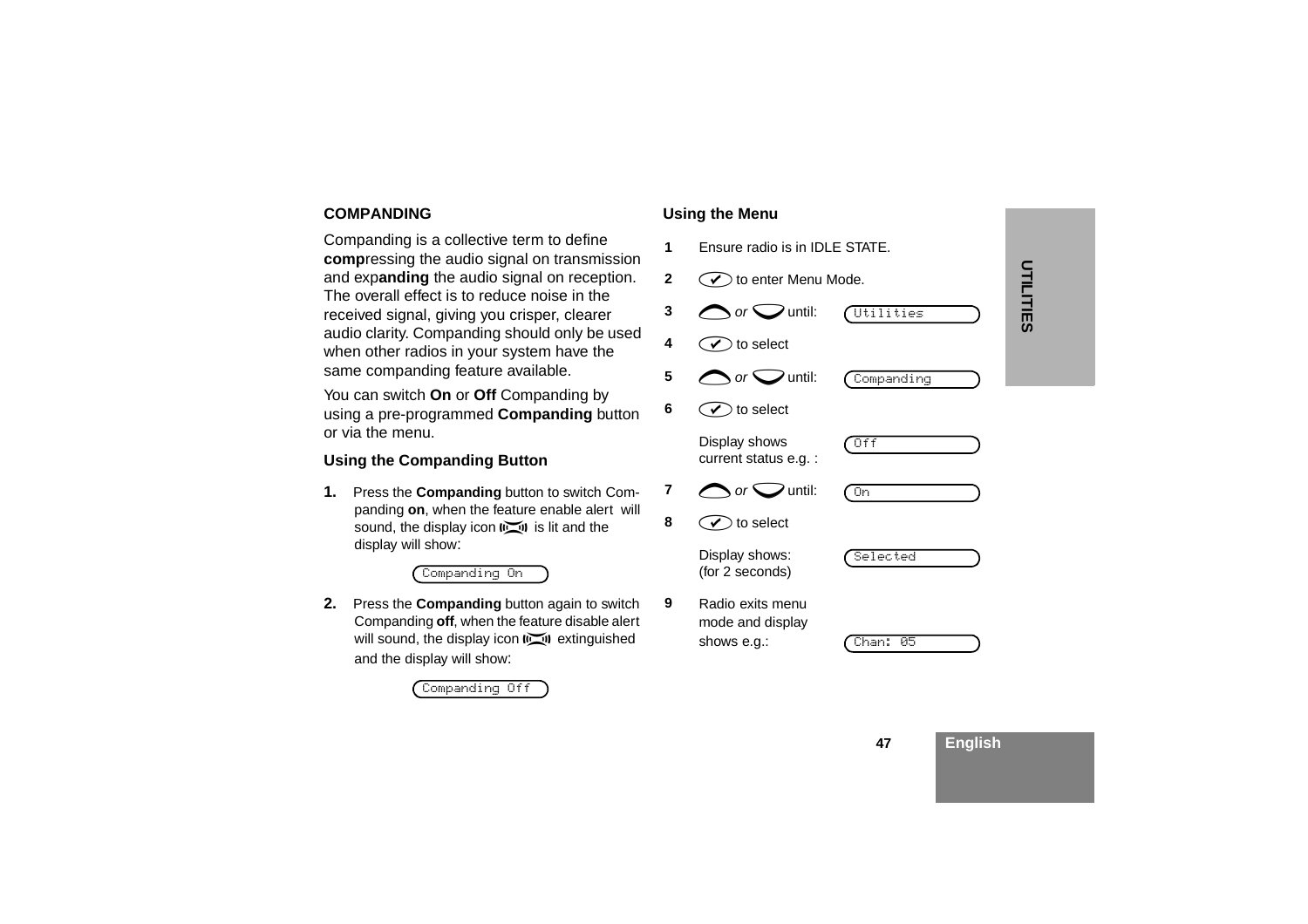## COMPANDING

Companding is a collective term to define **comp**ressing the audio signal on transmission and exp**anding** the audio signal on reception. The overall effect is to reduce noise in the received signal, giving you crisper, clearer audio clarity. Companding should only be used when other radios in your system have the same companding feature available.

You can switch **On** or **Off** Companding by using a pre-programmed **Companding** button or via the menu.

### Using the Companding Button

1. Press the **Companding** button to switch Companding **on**, when the feature enable alert will sound, the display icon is lit and the display will show:

   `Companding On`

2. Press the **Companding** button again to switch Companding **off**, when the feature disable alert will sound, the display icon extinguished and the display will show:

   `Companding Off`

### Using the Menu

1. Ensure radio is in IDLE STATE.
2. ✔ to enter Menu Mode.
3. ▲ or ▼ until: `Utilities`
4. ✔ to select
5. ▲ or ▼ until: `Companding`
6. ✔ to select

   Display shows current status e.g. : `Off`
7. ▲ or ▼ until: `On`
8. ✔ to select

   Display shows: (for 2 seconds) `Selected`
9. Radio exits menu mode and display shows e.g.: `Chan: 05`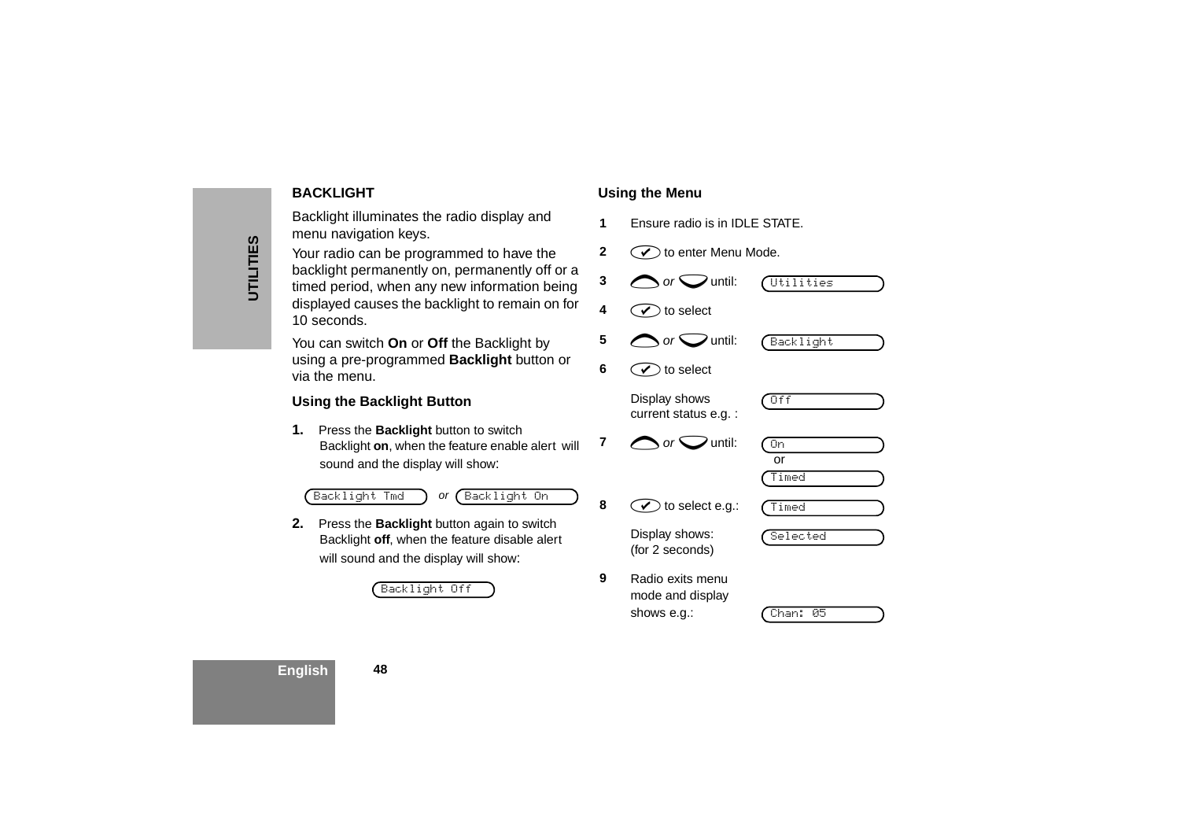## BACKLIGHT

Backlight illuminates the radio display and menu navigation keys.

Your radio can be programmed to have the backlight permanently on, permanently off or a timed period, when any new information being displayed causes the backlight to remain on for 10 seconds.

You can switch **On** or **Off** the Backlight by using a pre-programmed **Backlight** button or via the menu.

### Using the Backlight Button

1. Press the **Backlight** button to switch Backlight **on**, when the feature enable alert will sound and the display will show:

   `Backlight Tmd` *or* `Backlight On`

2. Press the **Backlight** button again to switch Backlight **off**, when the feature disable alert will sound and the display will show:

   `Backlight Off`

### Using the Menu

| Step | Action | Display |
|---|---|---|
| 1 | Ensure radio is in IDLE STATE. | |
| 2 | ✔ to enter Menu Mode. | |
| 3 | Up *or* Down until: | `Utilities` |
| 4 | ✔ to select | |
| 5 | Up *or* Down until: | `Backlight` |
| 6 | ✔ to select | |
| | Display shows current status e.g. : | `Off` |
| 7 | Up *or* Down until: | `On` or `Timed` |
| 8 | ✔ to select e.g.: | `Timed` |
| | Display shows: (for 2 seconds) | `Selected` |
| 9 | Radio exits menu mode and display shows e.g.: | `Chan: 05` |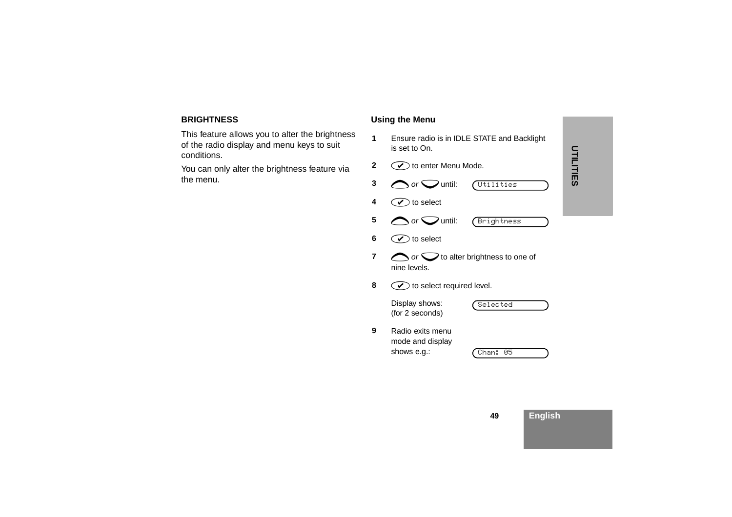## BRIGHTNESS

This feature allows you to alter the brightness of the radio display and menu keys to suit conditions.

You can only alter the brightness feature via the menu.

### Using the Menu

1. Ensure radio is in IDLE STATE and Backlight is set to On.
2. ✔ to enter Menu Mode.
3. ⌃ *or* ⌄ until: `Utilities`
4. ✔ to select
5. ⌃ *or* ⌄ until: `Brightness`
6. ✔ to select
7. ⌃ *or* ⌄ to alter brightness to one of nine levels.
8. ✔ to select required level.

   Display shows: (for 2 seconds) `Selected`
9. Radio exits menu mode and display shows e.g.: `Chan: 05`

UTILITIES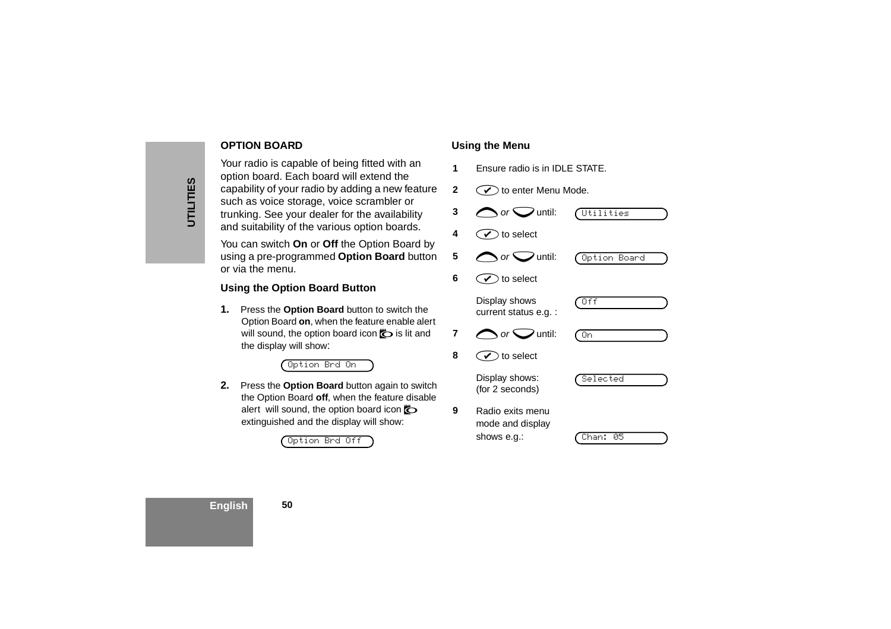## OPTION BOARD

Your radio is capable of being fitted with an option board. Each board will extend the capability of your radio by adding a new feature such as voice storage, voice scrambler or trunking. See your dealer for the availability and suitability of the various option boards.

You can switch **On** or **Off** the Option Board by using a pre-programmed **Option Board** button or via the menu.

### Using the Option Board Button

1. Press the **Option Board** button to switch the Option Board **on**, when the feature enable alert will sound, the option board icon is lit and the display will show:

   `Option Brd On`

2. Press the **Option Board** button again to switch the Option Board **off**, when the feature disable alert will sound, the option board icon extinguished and the display will show:

   `Option Brd Off`

### Using the Menu

1. Ensure radio is in IDLE STATE.
2. ✔ to enter Menu Mode.
3. ▲ *or* ▼ until: `Utilities`
4. ✔ to select
5. ▲ *or* ▼ until: `Option Board`
6. ✔ to select

   Display shows current status e.g. : `Off`
7. ▲ *or* ▼ until: `On`
8. ✔ to select

   Display shows: (for 2 seconds) `Selected`
9. Radio exits menu mode and display shows e.g.: `Chan: 05`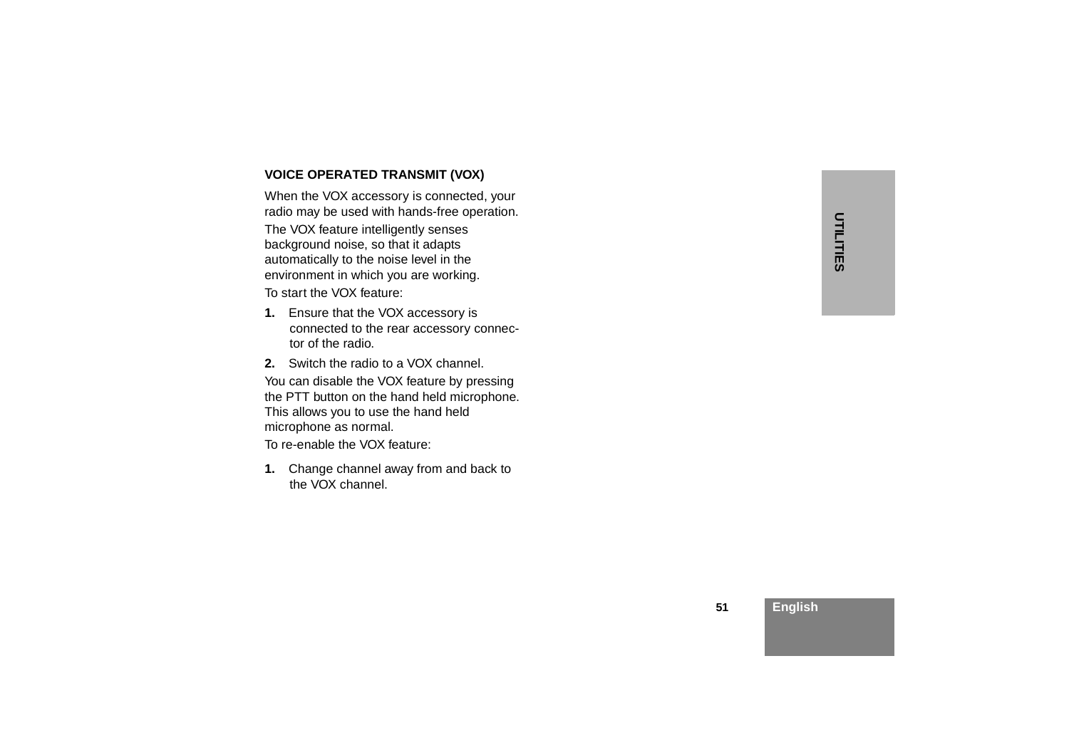## VOICE OPERATED TRANSMIT (VOX)

When the VOX accessory is connected, your radio may be used with hands-free operation.

The VOX feature intelligently senses background noise, so that it adapts automatically to the noise level in the environment in which you are working.

To start the VOX feature:

1. Ensure that the VOX accessory is connected to the rear accessory connector of the radio.
2. Switch the radio to a VOX channel.

You can disable the VOX feature by pressing the PTT button on the hand held microphone. This allows you to use the hand held microphone as normal.

To re-enable the VOX feature:

1. Change channel away from and back to the VOX channel.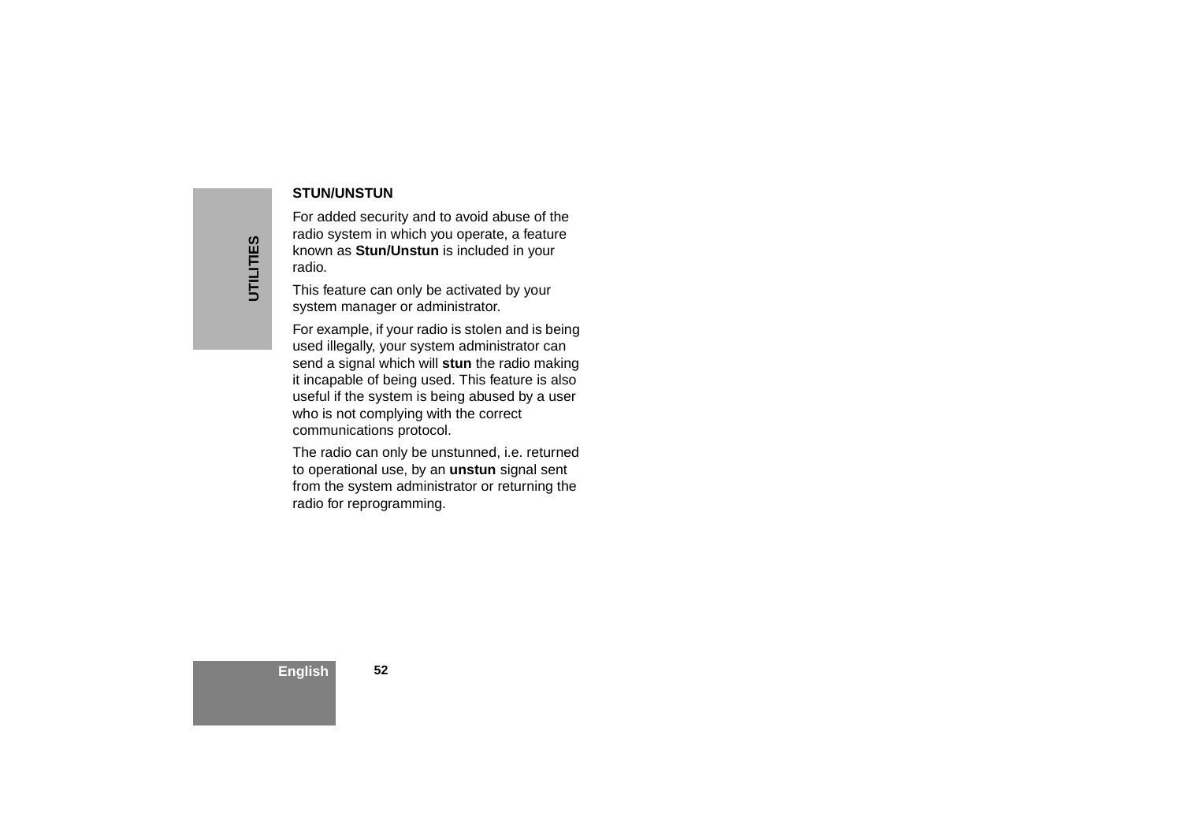## STUN/UNSTUN

For added security and to avoid abuse of the radio system in which you operate, a feature known as **Stun/Unstun** is included in your radio.

This feature can only be activated by your system manager or administrator.

For example, if your radio is stolen and is being used illegally, your system administrator can send a signal which will **stun** the radio making it incapable of being used. This feature is also useful if the system is being abused by a user who is not complying with the correct communications protocol.

The radio can only be unstunned, i.e. returned to operational use, by an **unstun** signal sent from the system administrator or returning the radio for reprogramming.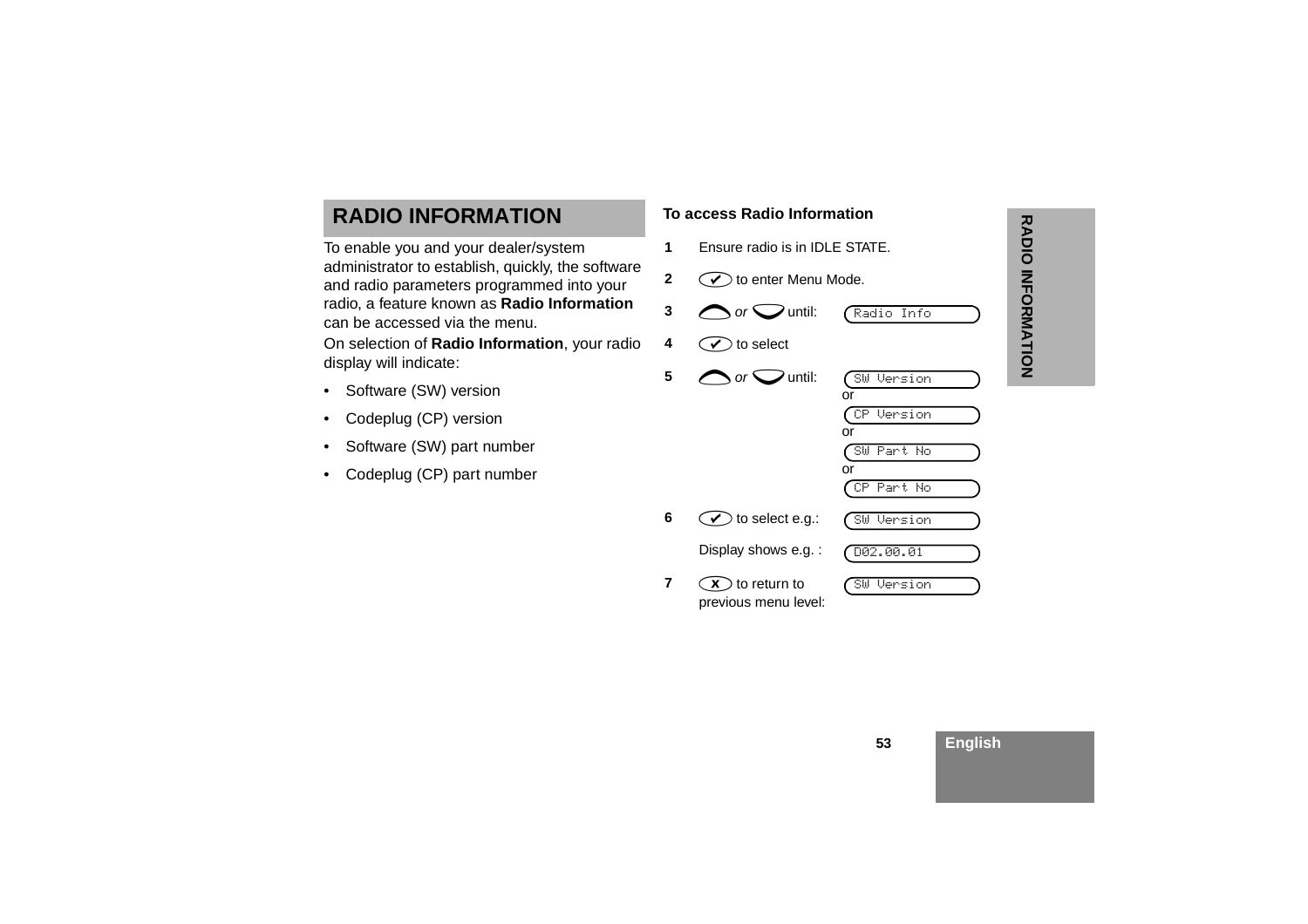# RADIO INFORMATION

To enable you and your dealer/system administrator to establish, quickly, the software and radio parameters programmed into your radio, a feature known as **Radio Information** can be accessed via the menu.

On selection of **Radio Information**, your radio display will indicate:

- Software (SW) version
- Codeplug (CP) version
- Software (SW) part number
- Codeplug (CP) part number

**To access Radio Information**

| Step | Action | Display |
|---|---|---|
| 1 | Ensure radio is in IDLE STATE. | |
| 2 | ✔ to enter Menu Mode. | |
| 3 | ⌃ *or* ⌄ until: | Radio Info |
| 4 | ✔ to select | |
| 5 | ⌃ *or* ⌄ until: | SW Version or CP Version or SW Part No or CP Part No |
| 6 | ✔ to select e.g.: | SW Version |
| | Display shows e.g. : | D02.00.01 |
| 7 | x to return to previous menu level: | SW Version |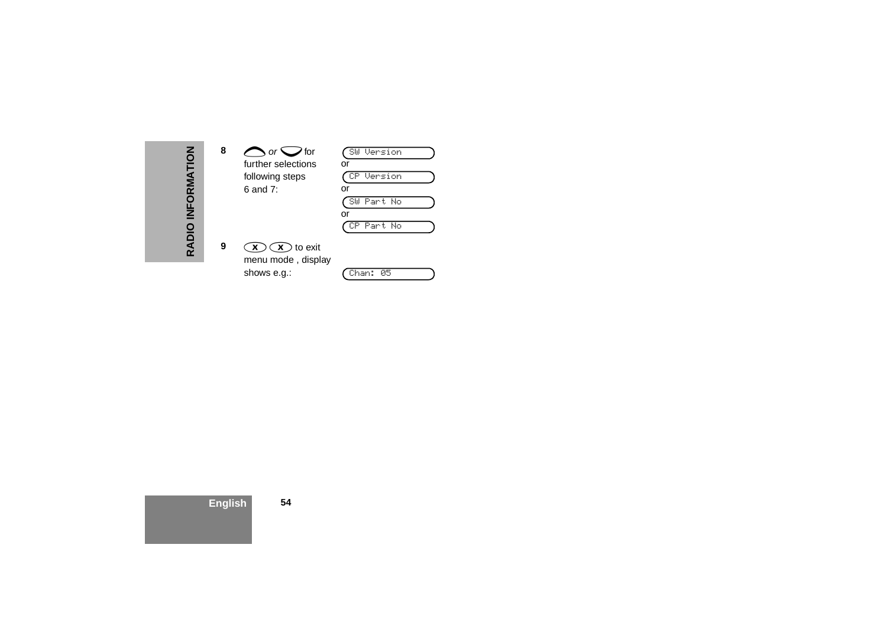**8** ▲ *or* ▼ for further selections following steps 6 and 7:

`SW Version`
or
`CP Version`
or
`SW Part No`
or
`CP Part No`

**9** (X) (X) to exit menu mode , display shows e.g.:

`Chan: 05`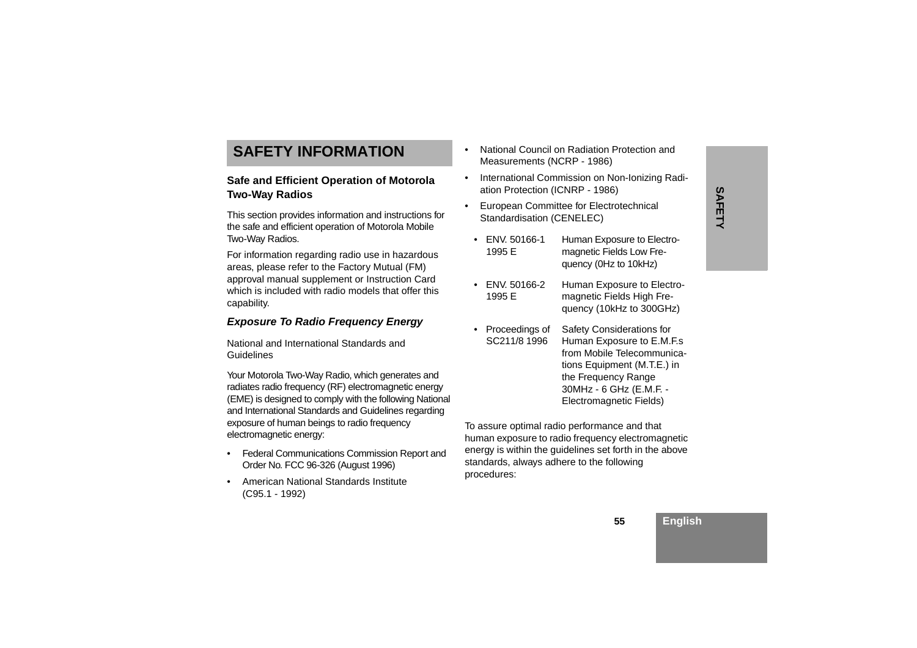# SAFETY INFORMATION

### Safe and Efficient Operation of Motorola Two-Way Radios

This section provides information and instructions for the safe and efficient operation of Motorola Mobile Two-Way Radios.

For information regarding radio use in hazardous areas, please refer to the Factory Mutual (FM) approval manual supplement or Instruction Card which is included with radio models that offer this capability.

### *Exposure To Radio Frequency Energy*

National and International Standards and Guidelines

Your Motorola Two-Way Radio, which generates and radiates radio frequency (RF) electromagnetic energy (EME) is designed to comply with the following National and International Standards and Guidelines regarding exposure of human beings to radio frequency electromagnetic energy:

- Federal Communications Commission Report and Order No. FCC 96-326 (August 1996)
- American National Standards Institute (C95.1 - 1992)
- National Council on Radiation Protection and Measurements (NCRP - 1986)
- International Commission on Non-Ionizing Radiation Protection (ICNRP - 1986)
- European Committee for Electrotechnical Standardisation (CENELEC)
  - ENV. 50166-1 1995 E — Human Exposure to Electromagnetic Fields Low Frequency (0Hz to 10kHz)
  - ENV. 50166-2 1995 E — Human Exposure to Electromagnetic Fields High Frequency (10kHz to 300GHz)
  - Proceedings of SC211/8 1996 — Safety Considerations for Human Exposure to E.M.F.s from Mobile Telecommunications Equipment (M.T.E.) in the Frequency Range 30MHz - 6 GHz (E.M.F. - Electromagnetic Fields)

To assure optimal radio performance and that human exposure to radio frequency electromagnetic energy is within the guidelines set forth in the above standards, always adhere to the following procedures: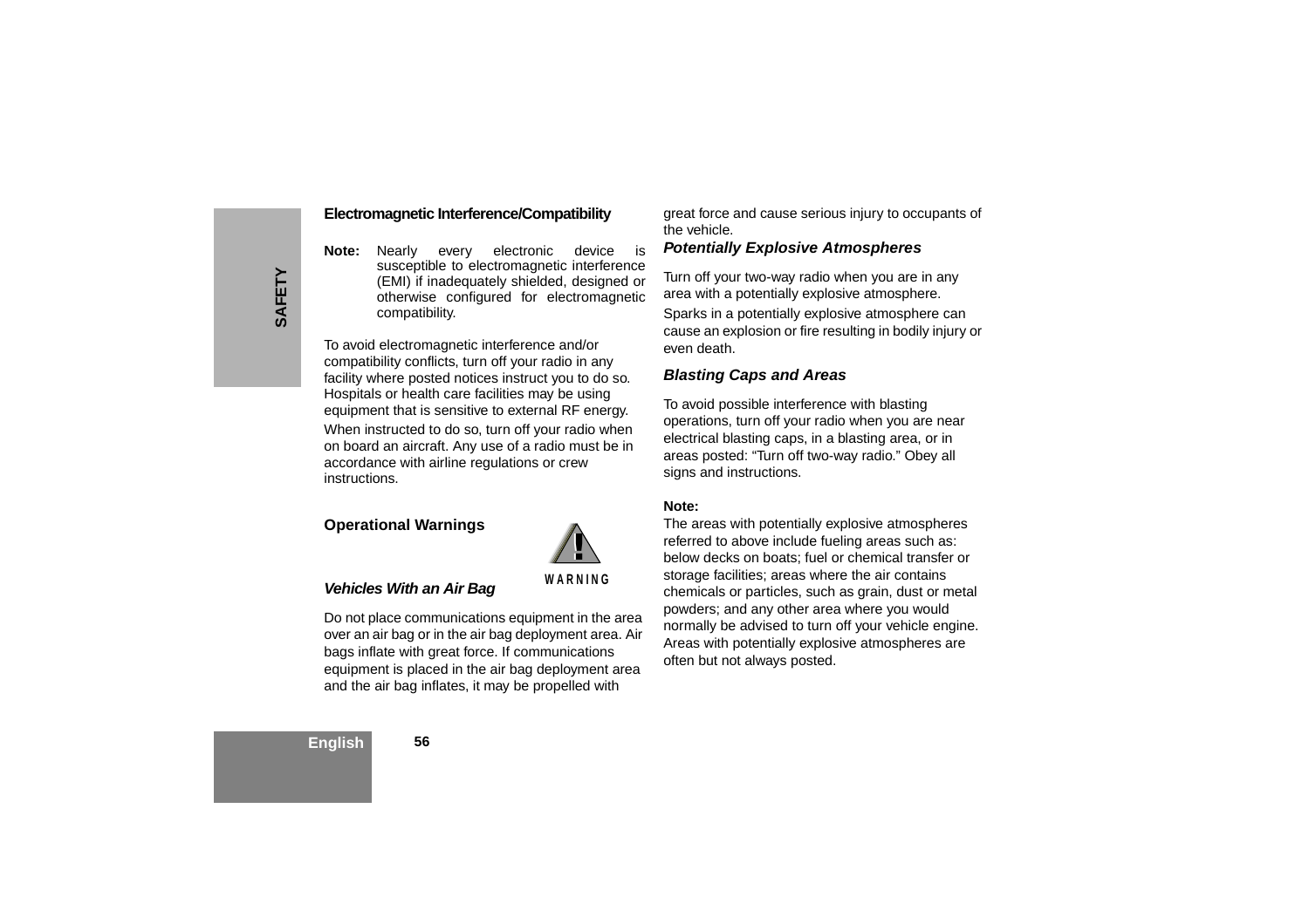### Electromagnetic Interference/Compatibility

**Note:** Nearly every electronic device is susceptible to electromagnetic interference (EMI) if inadequately shielded, designed or otherwise configured for electromagnetic compatibility.

To avoid electromagnetic interference and/or compatibility conflicts, turn off your radio in any facility where posted notices instruct you to do so. Hospitals or health care facilities may be using equipment that is sensitive to external RF energy.

When instructed to do so, turn off your radio when on board an aircraft. Any use of a radio must be in accordance with airline regulations or crew instructions.

### Operational Warnings

WARNING

#### *Vehicles With an Air Bag*

Do not place communications equipment in the area over an air bag or in the air bag deployment area. Air bags inflate with great force. If communications equipment is placed in the air bag deployment area and the air bag inflates, it may be propelled with great force and cause serious injury to occupants of the vehicle.

#### *Potentially Explosive Atmospheres*

Turn off your two-way radio when you are in any area with a potentially explosive atmosphere. Sparks in a potentially explosive atmosphere can cause an explosion or fire resulting in bodily injury or even death.

#### *Blasting Caps and Areas*

To avoid possible interference with blasting operations, turn off your radio when you are near electrical blasting caps, in a blasting area, or in areas posted: "Turn off two-way radio." Obey all signs and instructions.

**Note:**
The areas with potentially explosive atmospheres referred to above include fueling areas such as: below decks on boats; fuel or chemical transfer or storage facilities; areas where the air contains chemicals or particles, such as grain, dust or metal powders; and any other area where you would normally be advised to turn off your vehicle engine. Areas with potentially explosive atmospheres are often but not always posted.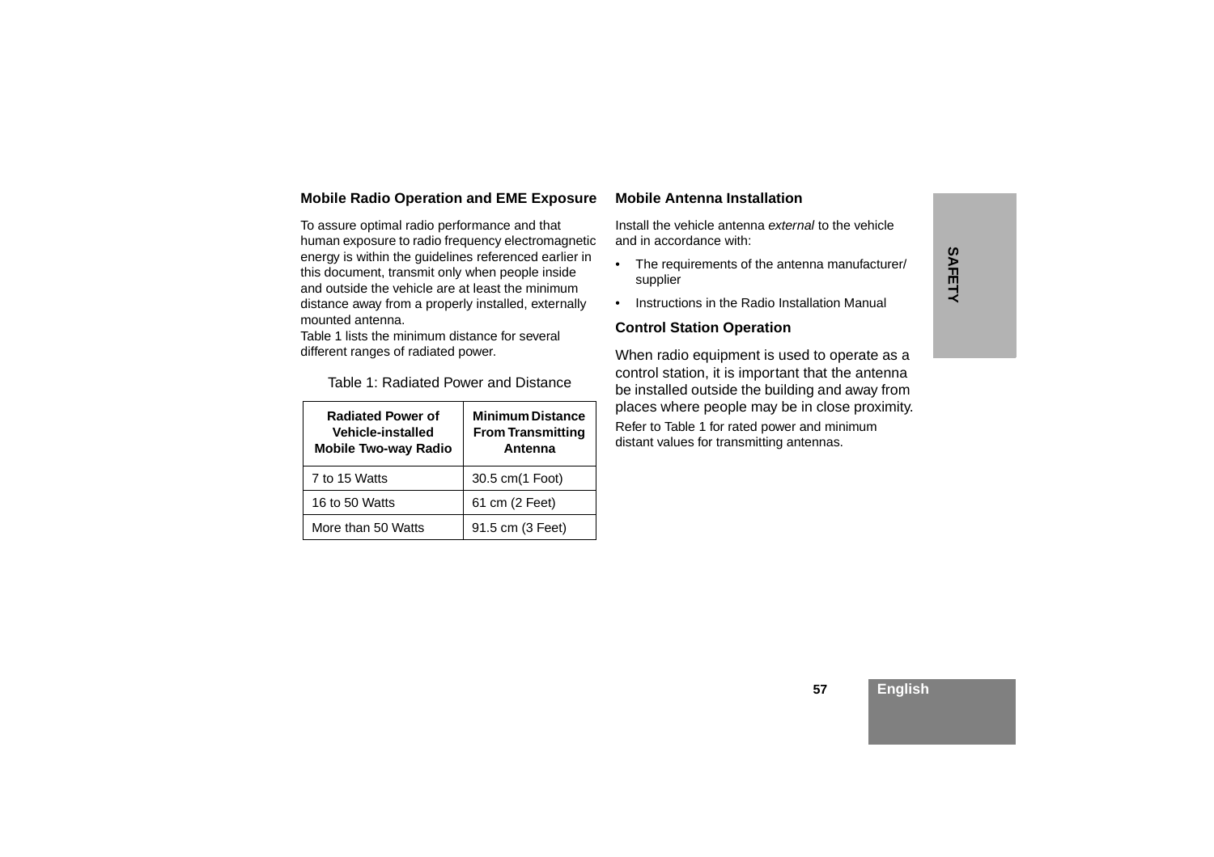### Mobile Radio Operation and EME Exposure

To assure optimal radio performance and that human exposure to radio frequency electromagnetic energy is within the guidelines referenced earlier in this document, transmit only when people inside and outside the vehicle are at least the minimum distance away from a properly installed, externally mounted antenna.
Table 1 lists the minimum distance for several different ranges of radiated power.

Table 1: Radiated Power and Distance

| Radiated Power of Vehicle-installed Mobile Two-way Radio | Minimum Distance From Transmitting Antenna |
|---|---|
| 7 to 15 Watts | 30.5 cm(1 Foot) |
| 16 to 50 Watts | 61 cm (2 Feet) |
| More than 50 Watts | 91.5 cm (3 Feet) |

### Mobile Antenna Installation

Install the vehicle antenna *external* to the vehicle and in accordance with:

- The requirements of the antenna manufacturer/ supplier
- Instructions in the Radio Installation Manual

### Control Station Operation

When radio equipment is used to operate as a control station, it is important that the antenna be installed outside the building and away from places where people may be in close proximity.
Refer to Table 1 for rated power and minimum distant values for transmitting antennas.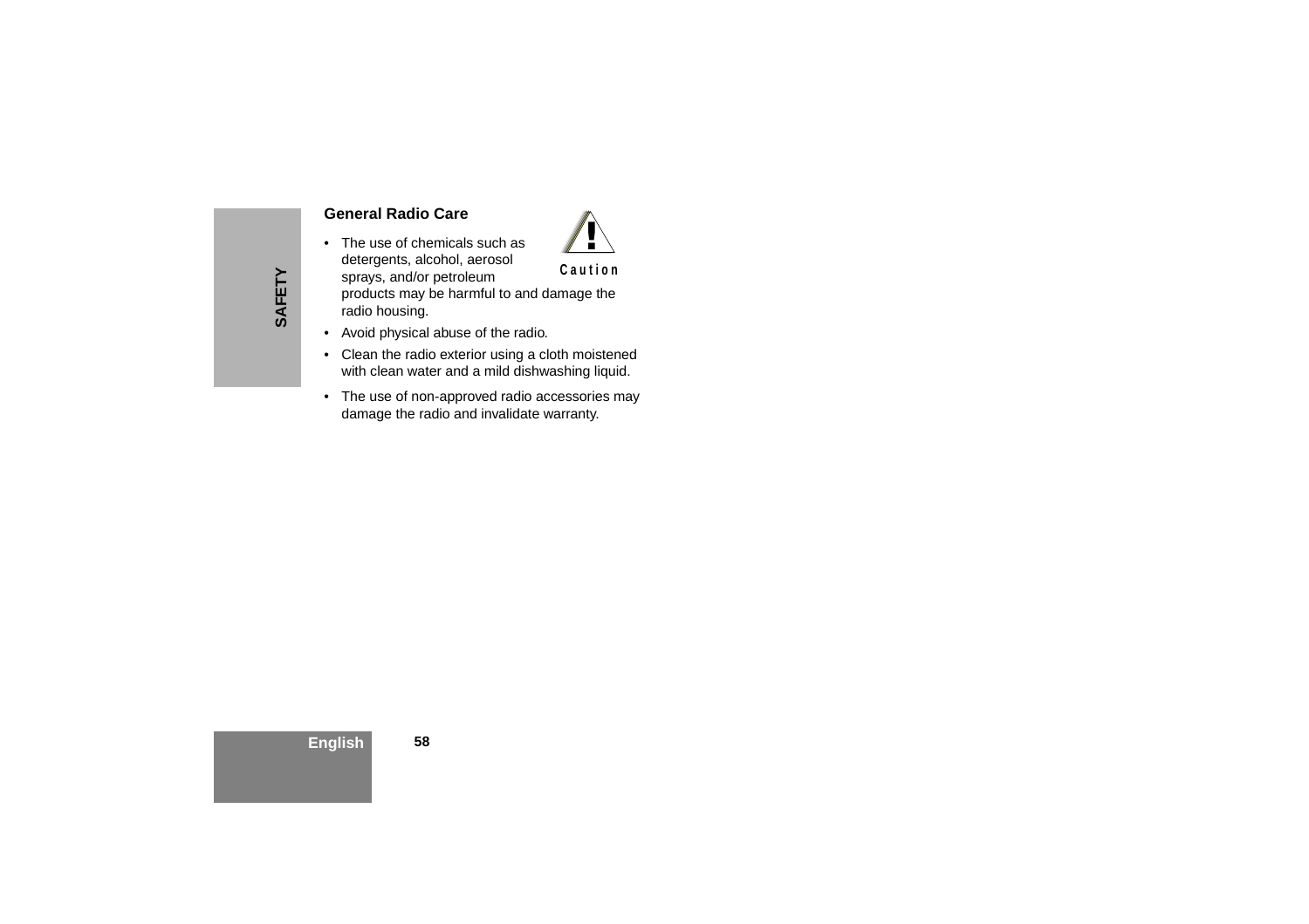## General Radio Care

Caution

- The use of chemicals such as detergents, alcohol, aerosol sprays, and/or petroleum products may be harmful to and damage the radio housing.
- Avoid physical abuse of the radio.
- Clean the radio exterior using a cloth moistened with clean water and a mild dishwashing liquid.
- The use of non-approved radio accessories may damage the radio and invalidate warranty.